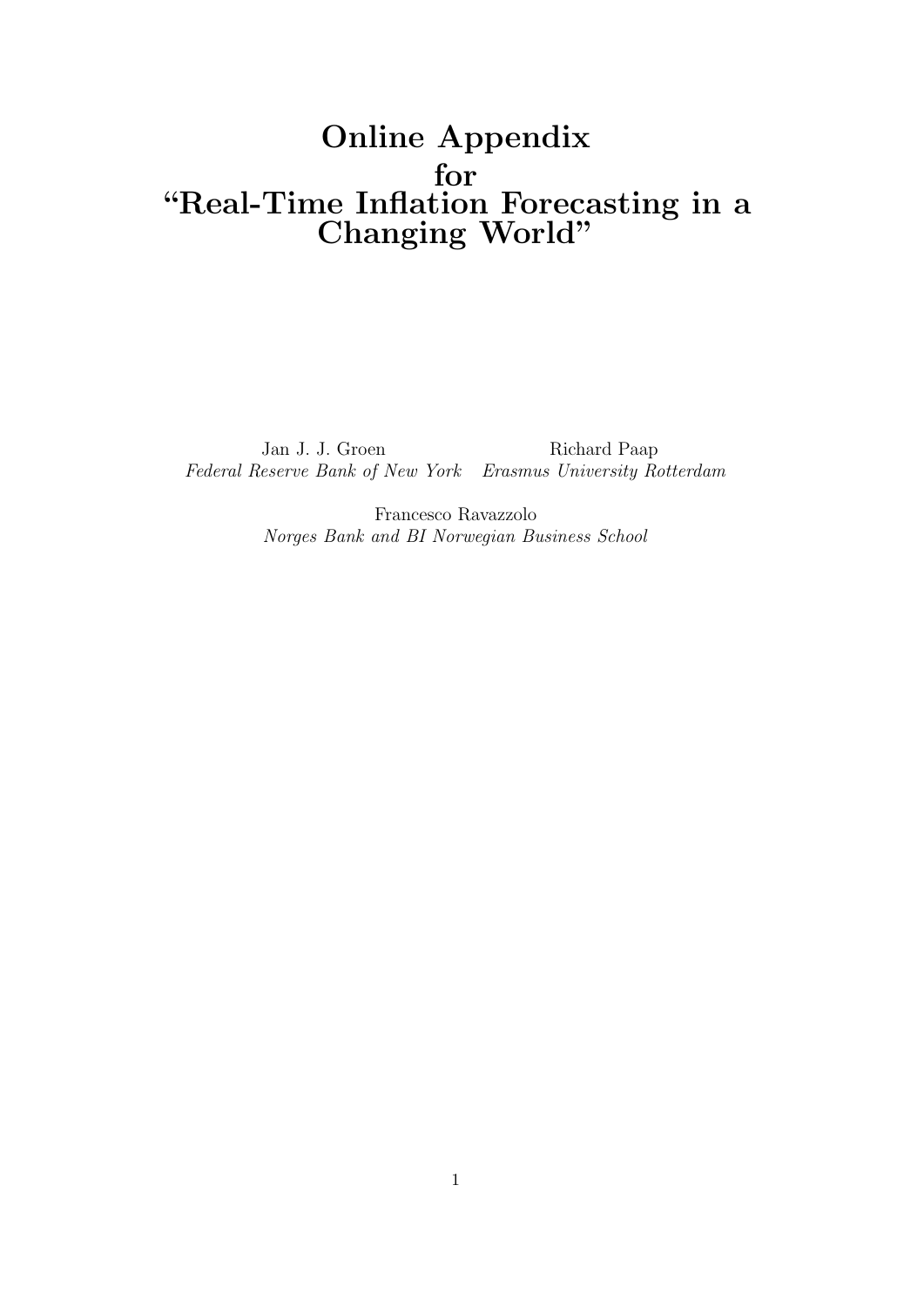# Online Appendix for "Real-Time Inflation Forecasting in a Changing World"

Jan J. J. Groen
*Federal Reserve Bank of New York*

Richard Paap
*Erasmus University Rotterdam*

Francesco Ravazzolo
*Norges Bank and BI Norwegian Business School*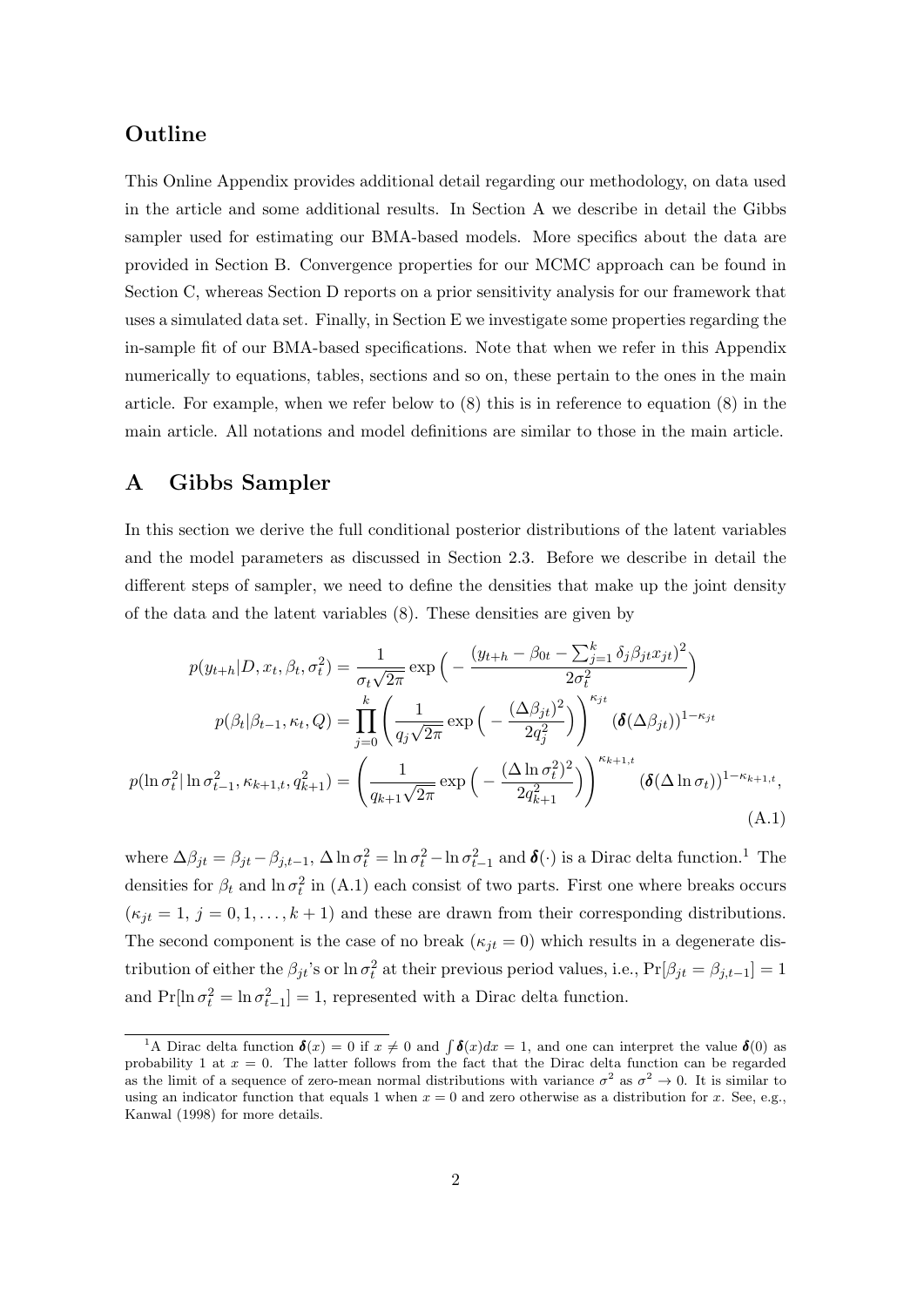## Outline

This Online Appendix provides additional detail regarding our methodology, on data used in the article and some additional results. In Section A we describe in detail the Gibbs sampler used for estimating our BMA-based models. More specifics about the data are provided in Section B. Convergence properties for our MCMC approach can be found in Section C, whereas Section D reports on a prior sensitivity analysis for our framework that uses a simulated data set. Finally, in Section E we investigate some properties regarding the in-sample fit of our BMA-based specifications. Note that when we refer in this Appendix numerically to equations, tables, sections and so on, these pertain to the ones in the main article. For example, when we refer below to (8) this is in reference to equation (8) in the main article. All notations and model definitions are similar to those in the main article.

## A Gibbs Sampler

In this section we derive the full conditional posterior distributions of the latent variables and the model parameters as discussed in Section 2.3. Before we describe in detail the different steps of sampler, we need to define the densities that make up the joint density of the data and the latent variables (8). These densities are given by

$$
\begin{aligned}
p(y_{t+h}|D, x_t, \beta_t, \sigma_t^2) &= \frac{1}{\sigma_t\sqrt{2\pi}} \exp\Big( - \frac{(y_{t+h} - \beta_{0t} - \sum_{j=1}^{k} \delta_j \beta_{jt} x_{jt})^2}{2\sigma_t^2} \Big) \\
p(\beta_t|\beta_{t-1}, \kappa_t, Q) &= \prod_{j=0}^{k} \left( \frac{1}{q_j\sqrt{2\pi}} \exp\Big( - \frac{(\Delta\beta_{jt})^2}{2q_j^2} \Big) \right)^{\kappa_{jt}} (\boldsymbol{\delta}(\Delta\beta_{jt}))^{1-\kappa_{jt}} \\
p(\ln\sigma_t^2| \ln\sigma_{t-1}^2, \kappa_{k+1,t}, q_{k+1}^2) &= \left( \frac{1}{q_{k+1}\sqrt{2\pi}} \exp\Big( - \frac{(\Delta\ln\sigma_t^2)^2}{2q_{k+1}^2} \Big) \right)^{\kappa_{k+1,t}} (\boldsymbol{\delta}(\Delta\ln\sigma_t))^{1-\kappa_{k+1,t}},
\end{aligned}
\tag{A.1}
$$

where $\Delta\beta_{jt} = \beta_{jt} - \beta_{j,t-1}$, $\Delta\ln\sigma_t^2 = \ln\sigma_t^2 - \ln\sigma_{t-1}^2$ and $\boldsymbol{\delta}(\cdot)$ is a Dirac delta function.[1] The densities for $\beta_t$ and $\ln\sigma_t^2$ in (A.1) each consist of two parts. First one where breaks occurs ($\kappa_{jt} = 1$, $j = 0, 1, \ldots, k+1$) and these are drawn from their corresponding distributions. The second component is the case of no break ($\kappa_{jt} = 0$) which results in a degenerate distribution of either the $\beta_{jt}$'s or $\ln\sigma_t^2$ at their previous period values, i.e., $\Pr[\beta_{jt} = \beta_{j,t-1}] = 1$ and $\Pr[\ln\sigma_t^2 = \ln\sigma_{t-1}^2] = 1$, represented with a Dirac delta function.

[1] A Dirac delta function $\boldsymbol{\delta}(x) = 0$ if $x \neq 0$ and $\int \boldsymbol{\delta}(x)dx = 1$, and one can interpret the value $\boldsymbol{\delta}(0)$ as probability 1 at $x = 0$. The latter follows from the fact that the Dirac delta function can be regarded as the limit of a sequence of zero-mean normal distributions with variance $\sigma^2$ as $\sigma^2 \to 0$. It is similar to using an indicator function that equals 1 when $x = 0$ and zero otherwise as a distribution for $x$. See, e.g., Kanwal (1998) for more details.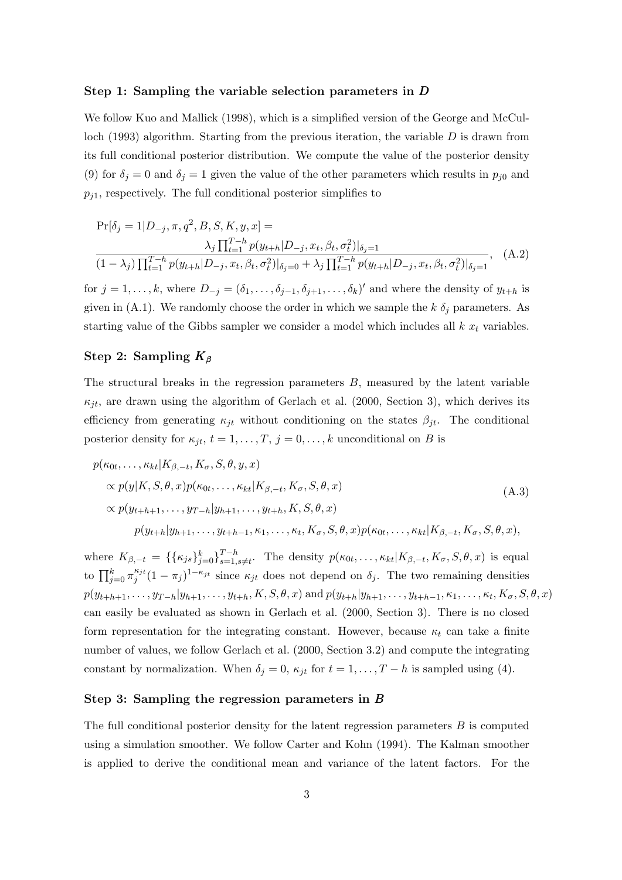### Step 1: Sampling the variable selection parameters in $D$

We follow Kuo and Mallick (1998), which is a simplified version of the George and McCulloch (1993) algorithm. Starting from the previous iteration, the variable $D$ is drawn from its full conditional posterior distribution. We compute the value of the posterior density (9) for $\delta_j = 0$ and $\delta_j = 1$ given the value of the other parameters which results in $p_{j0}$ and $p_{j1}$, respectively. The full conditional posterior simplifies to

$$\Pr[\delta_j = 1 | D_{-j}, \pi, q^2, B, S, K, y, x] = \frac{\lambda_j \prod_{t=1}^{T-h} p(y_{t+h}|D_{-j}, x_t, \beta_t, \sigma_t^2)|_{\delta_j=1}}{(1-\lambda_j)\prod_{t=1}^{T-h} p(y_{t+h}|D_{-j}, x_t, \beta_t, \sigma_t^2)|_{\delta_j=0} + \lambda_j \prod_{t=1}^{T-h} p(y_{t+h}|D_{-j}, x_t, \beta_t, \sigma_t^2)|_{\delta_j=1}}, \quad \text{(A.2)}$$

for $j = 1, \ldots, k$, where $D_{-j} = (\delta_1, \ldots, \delta_{j-1}, \delta_{j+1}, \ldots, \delta_k)'$ and where the density of $y_{t+h}$ is given in (A.1). We randomly choose the order in which we sample the $k$ $\delta_j$ parameters. As starting value of the Gibbs sampler we consider a model which includes all $k$ $x_t$ variables.

### Step 2: Sampling $K_\beta$

The structural breaks in the regression parameters $B$, measured by the latent variable $\kappa_{jt}$, are drawn using the algorithm of Gerlach et al. (2000, Section 3), which derives its efficiency from generating $\kappa_{jt}$ without conditioning on the states $\beta_{jt}$. The conditional posterior density for $\kappa_{jt}$, $t = 1, \ldots, T$, $j = 0, \ldots, k$ unconditional on $B$ is

$$\begin{aligned}
& p(\kappa_{0t}, \ldots, \kappa_{kt}|K_{\beta,-t}, K_\sigma, S, \theta, y, x) \\
& \quad \propto p(y|K, S, \theta, x) p(\kappa_{0t}, \ldots, \kappa_{kt}|K_{\beta,-t}, K_\sigma, S, \theta, x) \\
& \quad \propto p(y_{t+h+1}, \ldots, y_{T-h}|y_{h+1}, \ldots, y_{t+h}, K, S, \theta, x) \\
& \qquad\quad p(y_{t+h}|y_{h+1}, \ldots, y_{t+h-1}, \kappa_1, \ldots, \kappa_t, K_\sigma, S, \theta, x) p(\kappa_{0t}, \ldots, \kappa_{kt}|K_{\beta,-t}, K_\sigma, S, \theta, x),
\end{aligned} \quad \text{(A.3)}$$

where $K_{\beta,-t} = \{\{\kappa_{js}\}_{j=0}^k\}_{s=1, s\neq t}^{T-h}$. The density $p(\kappa_{0t}, \ldots, \kappa_{kt}|K_{\beta,-t}, K_\sigma, S, \theta, x)$ is equal to $\prod_{j=0}^k \pi_j^{\kappa_{jt}}(1-\pi_j)^{1-\kappa_{jt}}$ since $\kappa_{jt}$ does not depend on $\delta_j$. The two remaining densities $p(y_{t+h+1}, \ldots, y_{T-h}|y_{h+1}, \ldots, y_{t+h}, K, S, \theta, x)$ and $p(y_{t+h}|y_{h+1}, \ldots, y_{t+h-1}, \kappa_1, \ldots, \kappa_t, K_\sigma, S, \theta, x)$ can easily be evaluated as shown in Gerlach et al. (2000, Section 3). There is no closed form representation for the integrating constant. However, because $\kappa_t$ can take a finite number of values, we follow Gerlach et al. (2000, Section 3.2) and compute the integrating constant by normalization. When $\delta_j = 0$, $\kappa_{jt}$ for $t = 1, \ldots, T-h$ is sampled using (4).

### Step 3: Sampling the regression parameters in $B$

The full conditional posterior density for the latent regression parameters $B$ is computed using a simulation smoother. We follow Carter and Kohn (1994). The Kalman smoother is applied to derive the conditional mean and variance of the latent factors. For the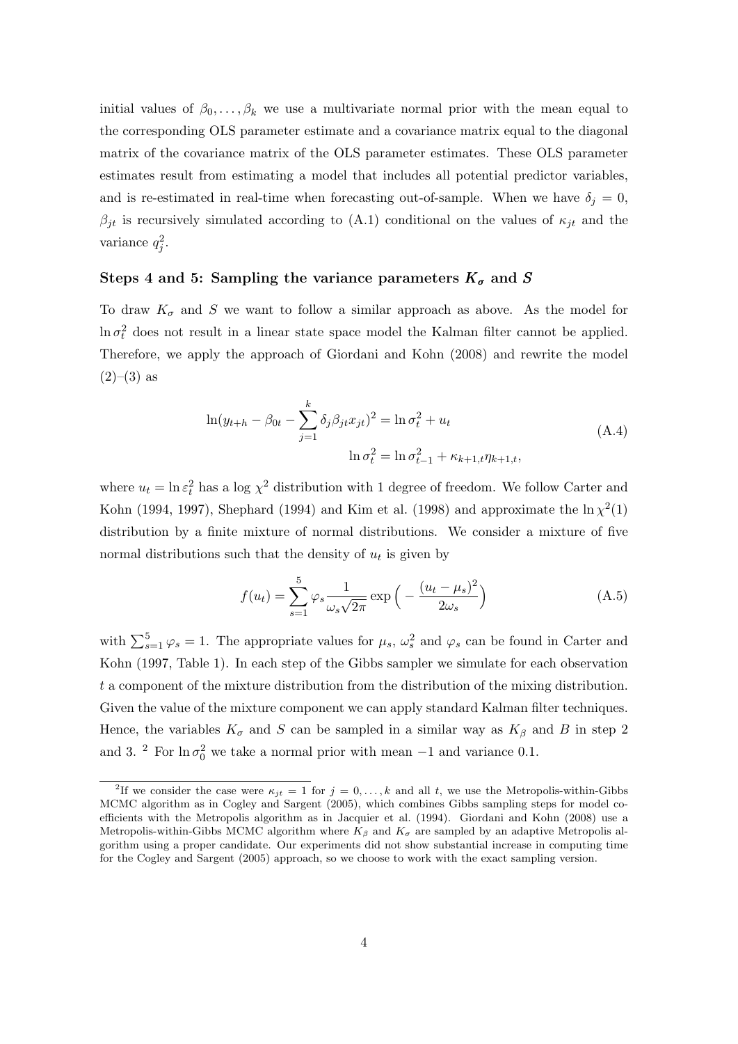initial values of $\beta_0, \ldots, \beta_k$ we use a multivariate normal prior with the mean equal to the corresponding OLS parameter estimate and a covariance matrix equal to the diagonal matrix of the covariance matrix of the OLS parameter estimates. These OLS parameter estimates result from estimating a model that includes all potential predictor variables, and is re-estimated in real-time when forecasting out-of-sample. When we have $\delta_j = 0$, $\beta_{jt}$ is recursively simulated according to (A.1) conditional on the values of $\kappa_{jt}$ and the variance $q_j^2$.

### Steps 4 and 5: Sampling the variance parameters $K_\sigma$ and $S$

To draw $K_\sigma$ and $S$ we want to follow a similar approach as above. As the model for $\ln \sigma_t^2$ does not result in a linear state space model the Kalman filter cannot be applied. Therefore, we apply the approach of Giordani and Kohn (2008) and rewrite the model (2)–(3) as

$$
\begin{aligned}
\ln(y_{t+h} - \beta_{0t} - \sum_{j=1}^{k} \delta_j \beta_{jt} x_{jt})^2 &= \ln \sigma_t^2 + u_t \\
\ln \sigma_t^2 &= \ln \sigma_{t-1}^2 + \kappa_{k+1,t} \eta_{k+1,t},
\end{aligned}
\tag{A.4}
$$

where $u_t = \ln \varepsilon_t^2$ has a log $\chi^2$ distribution with 1 degree of freedom. We follow Carter and Kohn (1994, 1997), Shephard (1994) and Kim et al. (1998) and approximate the $\ln \chi^2(1)$ distribution by a finite mixture of normal distributions. We consider a mixture of five normal distributions such that the density of $u_t$ is given by

$$
f(u_t) = \sum_{s=1}^{5} \varphi_s \frac{1}{\omega_s \sqrt{2\pi}} \exp\Big( - \frac{(u_t - \mu_s)^2}{2\omega_s} \Big)
\tag{A.5}
$$

with $\sum_{s=1}^{5} \varphi_s = 1$. The appropriate values for $\mu_s$, $\omega_s^2$ and $\varphi_s$ can be found in Carter and Kohn (1997, Table 1). In each step of the Gibbs sampler we simulate for each observation $t$ a component of the mixture distribution from the distribution of the mixing distribution. Given the value of the mixture component we can apply standard Kalman filter techniques. Hence, the variables $K_\sigma$ and $S$ can be sampled in a similar way as $K_\beta$ and $B$ in step 2 and 3. [2] For $\ln \sigma_0^2$ we take a normal prior with mean $-1$ and variance 0.1.

[2] If we consider the case were $\kappa_{jt} = 1$ for $j = 0, \ldots, k$ and all $t$, we use the Metropolis-within-Gibbs MCMC algorithm as in Cogley and Sargent (2005), which combines Gibbs sampling steps for model coefficients with the Metropolis algorithm as in Jacquier et al. (1994). Giordani and Kohn (2008) use a Metropolis-within-Gibbs MCMC algorithm where $K_\beta$ and $K_\sigma$ are sampled by an adaptive Metropolis algorithm using a proper candidate. Our experiments did not show substantial increase in computing time for the Cogley and Sargent (2005) approach, so we choose to work with the exact sampling version.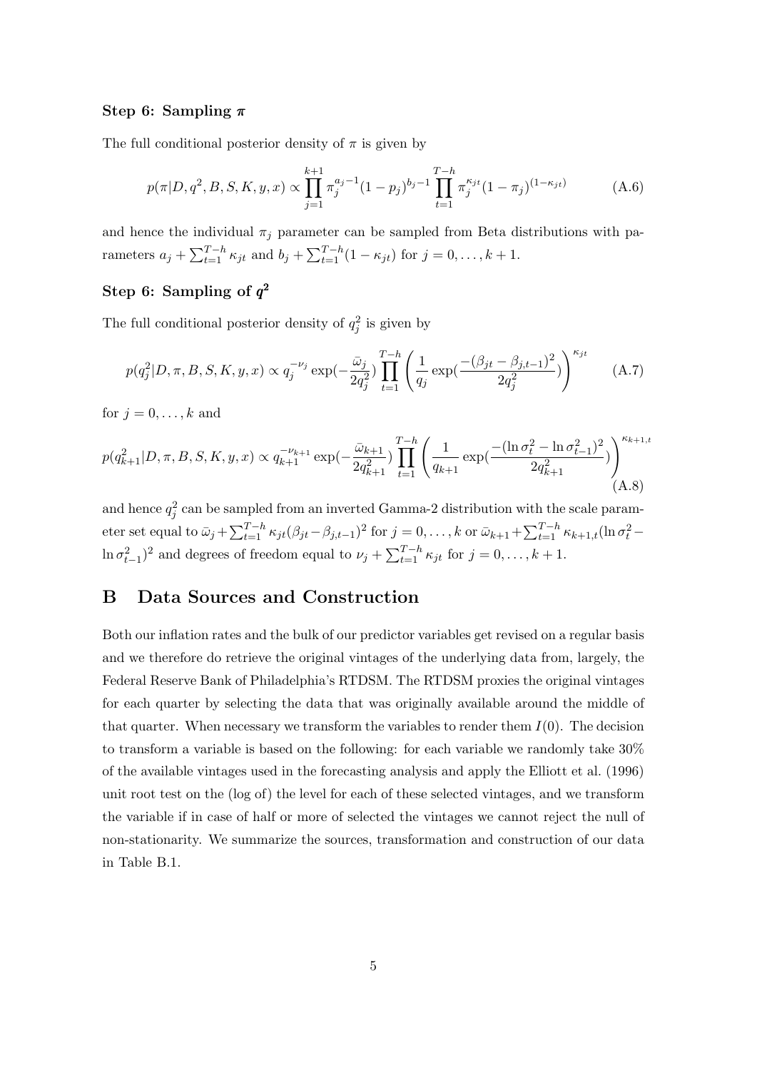### Step 6: Sampling $\boldsymbol{\pi}$

The full conditional posterior density of $\pi$ is given by

$$p(\pi|D, q^2, B, S, K, y, x) \propto \prod_{j=1}^{k+1} \pi_j^{a_j-1}(1-p_j)^{b_j-1} \prod_{t=1}^{T-h} \pi_j^{\kappa_{jt}}(1-\pi_j)^{(1-\kappa_{jt})} \tag{A.6}$$

and hence the individual $\pi_j$ parameter can be sampled from Beta distributions with parameters $a_j + \sum_{t=1}^{T-h} \kappa_{jt}$ and $b_j + \sum_{t=1}^{T-h}(1-\kappa_{jt})$ for $j = 0, \ldots, k+1$.

### Step 6: Sampling of $\boldsymbol{q^2}$

The full conditional posterior density of $q_j^2$ is given by

$$p(q_j^2|D, \pi, B, S, K, y, x) \propto q_j^{-\nu_j} \exp(-\frac{\bar{\omega}_j}{2q_j^2}) \prod_{t=1}^{T-h} \left( \frac{1}{q_j} \exp(\frac{-(\beta_{jt} - \beta_{j,t-1})^2}{2q_j^2}) \right)^{\kappa_{jt}} \tag{A.7}$$

for $j = 0, \ldots, k$ and

$$p(q_{k+1}^2|D, \pi, B, S, K, y, x) \propto q_{k+1}^{-\nu_{k+1}} \exp(-\frac{\bar{\omega}_{k+1}}{2q_{k+1}^2}) \prod_{t=1}^{T-h} \left( \frac{1}{q_{k+1}} \exp(\frac{-(\ln \sigma_t^2 - \ln \sigma_{t-1}^2)^2}{2q_{k+1}^2}) \right)^{\kappa_{k+1,t}} \tag{A.8}$$

and hence $q_j^2$ can be sampled from an inverted Gamma-2 distribution with the scale parameter set equal to $\bar{\omega}_j + \sum_{t=1}^{T-h} \kappa_{jt}(\beta_{jt} - \beta_{j,t-1})^2$ for $j = 0, \ldots, k$ or $\bar{\omega}_{k+1} + \sum_{t=1}^{T-h} \kappa_{k+1,t}(\ln \sigma_t^2 - \ln \sigma_{t-1}^2)^2$ and degrees of freedom equal to $\nu_j + \sum_{t=1}^{T-h} \kappa_{jt}$ for $j = 0, \ldots, k+1$.

## B Data Sources and Construction

Both our inflation rates and the bulk of our predictor variables get revised on a regular basis and we therefore do retrieve the original vintages of the underlying data from, largely, the Federal Reserve Bank of Philadelphia's RTDSM. The RTDSM proxies the original vintages for each quarter by selecting the data that was originally available around the middle of that quarter. When necessary we transform the variables to render them $I(0)$. The decision to transform a variable is based on the following: for each variable we randomly take 30% of the available vintages used in the forecasting analysis and apply the Elliott et al. (1996) unit root test on the (log of) the level for each of these selected vintages, and we transform the variable if in case of half or more of selected the vintages we cannot reject the null of non-stationarity. We summarize the sources, transformation and construction of our data in Table B.1.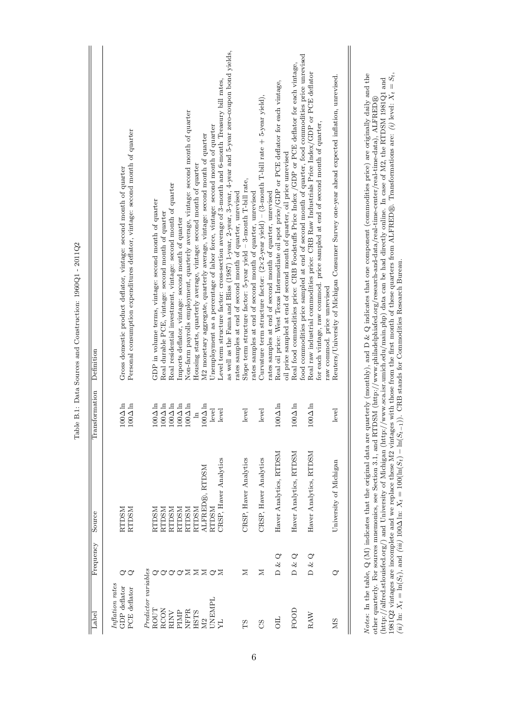Table B.1: Data Sources and Construction: 1960Q1 - 2011Q2

| Label | Frequency | Source | Transformation | Definition |
|---|---|---|---|---|
| *Inflation rates* | | | | |
| GDP deflator | Q | RTDSM | $100\Delta\ln$ | Gross domestic product deflator, vintage: second month of quarter |
| PCE deflator | Q | RTDSM | $100\Delta\ln$ | Personal consumption expenditures deflator, vintage: second month of quarter |
| *Predictor variables* | | | | |
| ROUT | Q | RTDSM | $100\Delta\ln$ | GDP in volume terms, vintage: second month of quarter |
| RCON | Q | RTDSM | $100\Delta\ln$ | Real durable PCE, vintage: second month of quarter |
| RINV | Q | RTDSM | $100\Delta\ln$ | Real residential investment, vintage: second month of quarter |
| PIMP | Q | RTDSM | $100\Delta\ln$ | Imports deflator, vintage: second month of quarter |
| NFPR | M | RTDSM | $100\Delta\ln$ | Non-farm payrolls employment, quarterly average, vintage: second month of quarter |
| HSTS | M | RTDSM | ln | Housing starts, quarterly average, vintage: second month of quarter |
| M2 | M | ALFRED®, RTDSM | $100\Delta\ln$ | M2 monetary aggregate, quarterly average, vintage: second month of quarter |
| UNEMPL | Q | RTDSM | level | Unemployment as a percentage of labor force, vintage: second month of quarter |
| YL | M | CRSP, Haver Analytics | level | Level term structure factor: cross-section average of 3-month and 6-month Treasury bill rates, as well as the Fama and Bliss (1987) 1-year, 2-year, 3-year, 4-year and 5-year zero-coupon bond yields, rates samples at end of second month of quarter, unrevised |
| TS | M | CRSP, Haver Analytics | level | Slope term structure factor: 5-year yield − 3-month T-bill rate, rates samples at end of second month of quarter, unrevised |
| CS | M | CRSP, Haver Analytics | level | Curvature term structure factor: (2×2-year yield) − (3-month T-bill rate + 5-year yield), rates samples at end of second month of quarter, unrevised |
| OIL | D & Q | Haver Analytics, RTDSM | $100\Delta\ln$ | Real oil price: West Texas Intermediate oil spot price/GDP or PCE deflator for each vintage, oil price sampled at end of second month of quarter, oil price unrevised |
| FOOD | D & Q | Haver Analytics, RTDSM | $100\Delta\ln$ | Real food commodities price: CRB Foodstuffs Price Index /GDP or PCE deflator for each vintage, food commodities price sampled at end of second month of quarter, food commodities price unrevised |
| RAW | D & Q | Haver Analytics, RTDSM | $100\Delta\ln$ | Real raw industrial commodities price: CRB Raw Industrials Price Index/GDP or PCE deflator for each vintage, raw commod. price sampled at end of second month of quarter, raw commod. price unrevised |
| MS | Q | University of Michigan | level | Reuters/University of Michigan Consumer Survey one-year ahead expected inflation, unrevised. |

*Notes*: In the table, Q (M) indicates that the original data are quarterly (monthly), and D & Q indicates that one component (commodities price) are originally daily and the other quarterly. For sources mnemonics, see Section 3.1, and RTDSM (http://www.philadelphiafed.org/research-and-data/real-time-center/real-time-data), ALFRED® (http://alfred.stlouisfed.org/) and University of Michigan (http://www.sca.isr.umich.edu/main.php) data can be had directly online. In case of M2, the RTDSM 1981Q1 and 1981Q2 vintages are incomplete and we replace these M2 vintages with those from the first month of these quarters from ALFRED®. Transformations are: *(i)* level: $X_t = S_t$, *(ii)* ln: $X_t = \ln(S_t)$, and *(iii)* $100\Delta\ln$: $X_t = 100(\ln(S_t) - \ln(S_{t-1}))$. CRB stands for Commodities Research Bureau.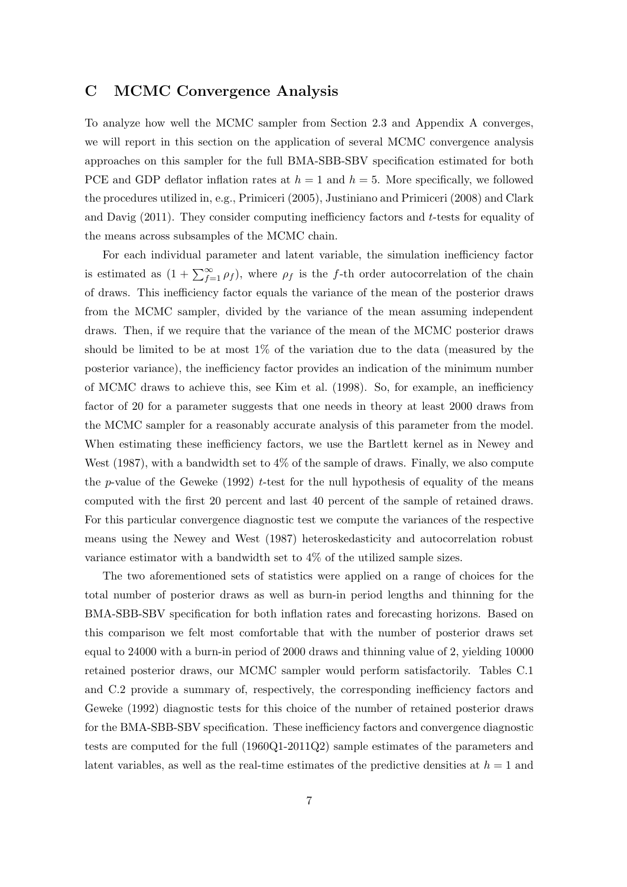# C MCMC Convergence Analysis

To analyze how well the MCMC sampler from Section 2.3 and Appendix A converges, we will report in this section on the application of several MCMC convergence analysis approaches on this sampler for the full BMA-SBB-SBV specification estimated for both PCE and GDP deflator inflation rates at $h = 1$ and $h = 5$. More specifically, we followed the procedures utilized in, e.g., Primiceri (2005), Justiniano and Primiceri (2008) and Clark and Davig (2011). They consider computing inefficiency factors and $t$-tests for equality of the means across subsamples of the MCMC chain.

For each individual parameter and latent variable, the simulation inefficiency factor is estimated as $(1 + \sum_{f=1}^{\infty} \rho_f)$, where $\rho_f$ is the $f$-th order autocorrelation of the chain of draws. This inefficiency factor equals the variance of the mean of the posterior draws from the MCMC sampler, divided by the variance of the mean assuming independent draws. Then, if we require that the variance of the mean of the MCMC posterior draws should be limited to be at most 1% of the variation due to the data (measured by the posterior variance), the inefficiency factor provides an indication of the minimum number of MCMC draws to achieve this, see Kim et al. (1998). So, for example, an inefficiency factor of 20 for a parameter suggests that one needs in theory at least 2000 draws from the MCMC sampler for a reasonably accurate analysis of this parameter from the model. When estimating these inefficiency factors, we use the Bartlett kernel as in Newey and West (1987), with a bandwidth set to 4% of the sample of draws. Finally, we also compute the $p$-value of the Geweke (1992) $t$-test for the null hypothesis of equality of the means computed with the first 20 percent and last 40 percent of the sample of retained draws. For this particular convergence diagnostic test we compute the variances of the respective means using the Newey and West (1987) heteroskedasticity and autocorrelation robust variance estimator with a bandwidth set to 4% of the utilized sample sizes.

The two aforementioned sets of statistics were applied on a range of choices for the total number of posterior draws as well as burn-in period lengths and thinning for the BMA-SBB-SBV specification for both inflation rates and forecasting horizons. Based on this comparison we felt most comfortable that with the number of posterior draws set equal to 24000 with a burn-in period of 2000 draws and thinning value of 2, yielding 10000 retained posterior draws, our MCMC sampler would perform satisfactorily. Tables C.1 and C.2 provide a summary of, respectively, the corresponding inefficiency factors and Geweke (1992) diagnostic tests for this choice of the number of retained posterior draws for the BMA-SBB-SBV specification. These inefficiency factors and convergence diagnostic tests are computed for the full (1960Q1-2011Q2) sample estimates of the parameters and latent variables, as well as the real-time estimates of the predictive densities at $h = 1$ and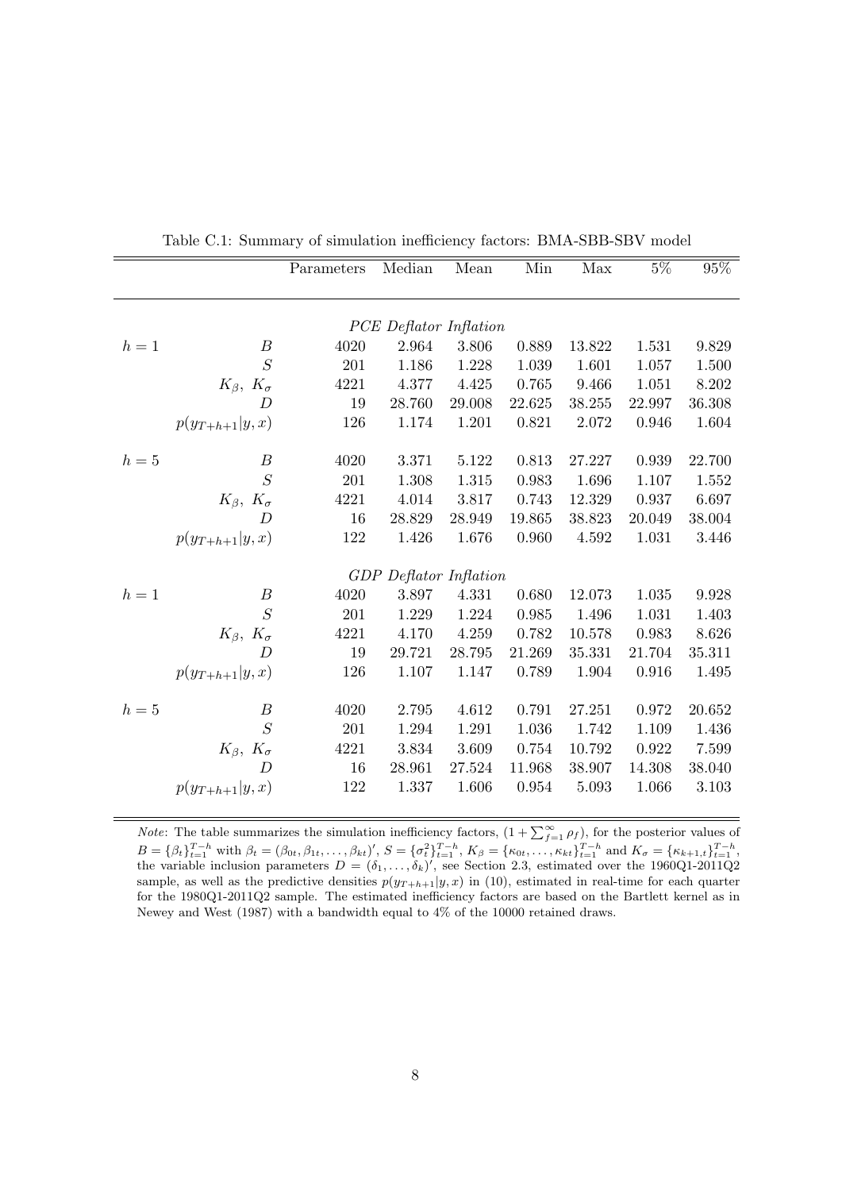Table C.1: Summary of simulation inefficiency factors: BMA-SBB-SBV model

| | | Parameters | Median | Mean | Min | Max | 5% | 95% |
|---|---|---|---|---|---|---|---|---|
| | | | *PCE Deflator Inflation* | | | | | |
| $h = 1$ | $B$ | 4020 | 2.964 | 3.806 | 0.889 | 13.822 | 1.531 | 9.829 |
| | $S$ | 201 | 1.186 | 1.228 | 1.039 | 1.601 | 1.057 | 1.500 |
| | $K_\beta,\ K_\sigma$ | 4221 | 4.377 | 4.425 | 0.765 | 9.466 | 1.051 | 8.202 |
| | $D$ | 19 | 28.760 | 29.008 | 22.625 | 38.255 | 22.997 | 36.308 |
| | $p(y_{T+h+1}\vert y,x)$ | 126 | 1.174 | 1.201 | 0.821 | 2.072 | 0.946 | 1.604 |
| $h = 5$ | $B$ | 4020 | 3.371 | 5.122 | 0.813 | 27.227 | 0.939 | 22.700 |
| | $S$ | 201 | 1.308 | 1.315 | 0.983 | 1.696 | 1.107 | 1.552 |
| | $K_\beta,\ K_\sigma$ | 4221 | 4.014 | 3.817 | 0.743 | 12.329 | 0.937 | 6.697 |
| | $D$ | 16 | 28.829 | 28.949 | 19.865 | 38.823 | 20.049 | 38.004 |
| | $p(y_{T+h+1}\vert y,x)$ | 122 | 1.426 | 1.676 | 0.960 | 4.592 | 1.031 | 3.446 |
| | | | *GDP Deflator Inflation* | | | | | |
| $h = 1$ | $B$ | 4020 | 3.897 | 4.331 | 0.680 | 12.073 | 1.035 | 9.928 |
| | $S$ | 201 | 1.229 | 1.224 | 0.985 | 1.496 | 1.031 | 1.403 |
| | $K_\beta,\ K_\sigma$ | 4221 | 4.170 | 4.259 | 0.782 | 10.578 | 0.983 | 8.626 |
| | $D$ | 19 | 29.721 | 28.795 | 21.269 | 35.331 | 21.704 | 35.311 |
| | $p(y_{T+h+1}\vert y,x)$ | 126 | 1.107 | 1.147 | 0.789 | 1.904 | 0.916 | 1.495 |
| $h = 5$ | $B$ | 4020 | 2.795 | 4.612 | 0.791 | 27.251 | 0.972 | 20.652 |
| | $S$ | 201 | 1.294 | 1.291 | 1.036 | 1.742 | 1.109 | 1.436 |
| | $K_\beta,\ K_\sigma$ | 4221 | 3.834 | 3.609 | 0.754 | 10.792 | 0.922 | 7.599 |
| | $D$ | 16 | 28.961 | 27.524 | 11.968 | 38.907 | 14.308 | 38.040 |
| | $p(y_{T+h+1}\vert y,x)$ | 122 | 1.337 | 1.606 | 0.954 | 5.093 | 1.066 | 3.103 |

*Note*: The table summarizes the simulation inefficiency factors, $(1 + \sum_{f=1}^{\infty} \rho_f)$, for the posterior values of $B = \{\beta_t\}_{t=1}^{T-h}$ with $\beta_t = (\beta_{0t}, \beta_{1t}, \ldots, \beta_{kt})'$, $S = \{\sigma_t^2\}_{t=1}^{T-h}$, $K_\beta = \{\kappa_{0t}, \ldots, \kappa_{kt}\}_{t=1}^{T-h}$ and $K_\sigma = \{\kappa_{k+1,t}\}_{t=1}^{T-h}$, the variable inclusion parameters $D = (\delta_1, \ldots, \delta_k)'$, see Section 2.3, estimated over the 1960Q1-2011Q2 sample, as well as the predictive densities $p(y_{T+h+1}|y, x)$ in (10), estimated in real-time for each quarter for the 1980Q1-2011Q2 sample. The estimated inefficiency factors are based on the Bartlett kernel as in Newey and West (1987) with a bandwidth equal to 4% of the 10000 retained draws.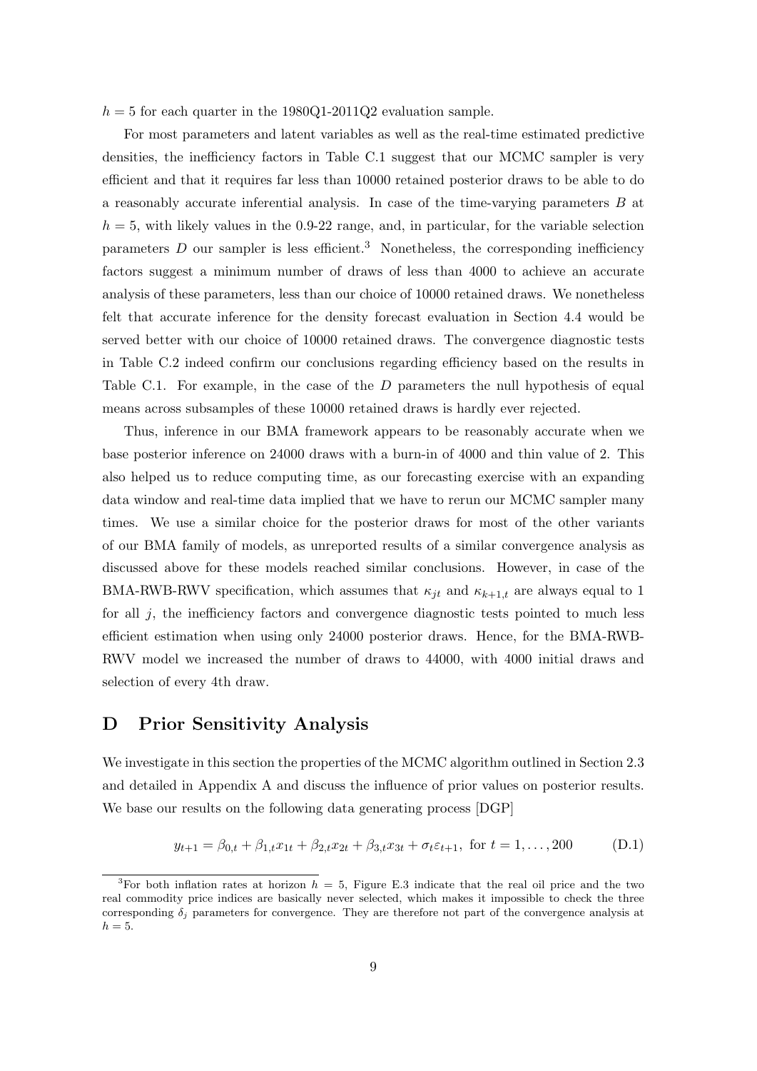$h = 5$ for each quarter in the 1980Q1-2011Q2 evaluation sample.

For most parameters and latent variables as well as the real-time estimated predictive densities, the inefficiency factors in Table C.1 suggest that our MCMC sampler is very efficient and that it requires far less than 10000 retained posterior draws to be able to do a reasonably accurate inferential analysis. In case of the time-varying parameters $B$ at $h = 5$, with likely values in the 0.9-22 range, and, in particular, for the variable selection parameters $D$ our sampler is less efficient.[3] Nonetheless, the corresponding inefficiency factors suggest a minimum number of draws of less than 4000 to achieve an accurate analysis of these parameters, less than our choice of 10000 retained draws. We nonetheless felt that accurate inference for the density forecast evaluation in Section 4.4 would be served better with our choice of 10000 retained draws. The convergence diagnostic tests in Table C.2 indeed confirm our conclusions regarding efficiency based on the results in Table C.1. For example, in the case of the $D$ parameters the null hypothesis of equal means across subsamples of these 10000 retained draws is hardly ever rejected.

Thus, inference in our BMA framework appears to be reasonably accurate when we base posterior inference on 24000 draws with a burn-in of 4000 and thin value of 2. This also helped us to reduce computing time, as our forecasting exercise with an expanding data window and real-time data implied that we have to rerun our MCMC sampler many times. We use a similar choice for the posterior draws for most of the other variants of our BMA family of models, as unreported results of a similar convergence analysis as discussed above for these models reached similar conclusions. However, in case of the BMA-RWB-RWV specification, which assumes that $\kappa_{jt}$ and $\kappa_{k+1,t}$ are always equal to 1 for all $j$, the inefficiency factors and convergence diagnostic tests pointed to much less efficient estimation when using only 24000 posterior draws. Hence, for the BMA-RWB-RWV model we increased the number of draws to 44000, with 4000 initial draws and selection of every 4th draw.

# D Prior Sensitivity Analysis

We investigate in this section the properties of the MCMC algorithm outlined in Section 2.3 and detailed in Appendix A and discuss the influence of prior values on posterior results. We base our results on the following data generating process [DGP]

$$y_{t+1} = \beta_{0,t} + \beta_{1,t}x_{1t} + \beta_{2,t}x_{2t} + \beta_{3,t}x_{3t} + \sigma_t\varepsilon_{t+1}, \text{ for } t = 1, \ldots, 200 \tag{D.1}$$

[3] For both inflation rates at horizon $h = 5$, Figure E.3 indicate that the real oil price and the two real commodity price indices are basically never selected, which makes it impossible to check the three corresponding $\delta_j$ parameters for convergence. They are therefore not part of the convergence analysis at $h = 5$.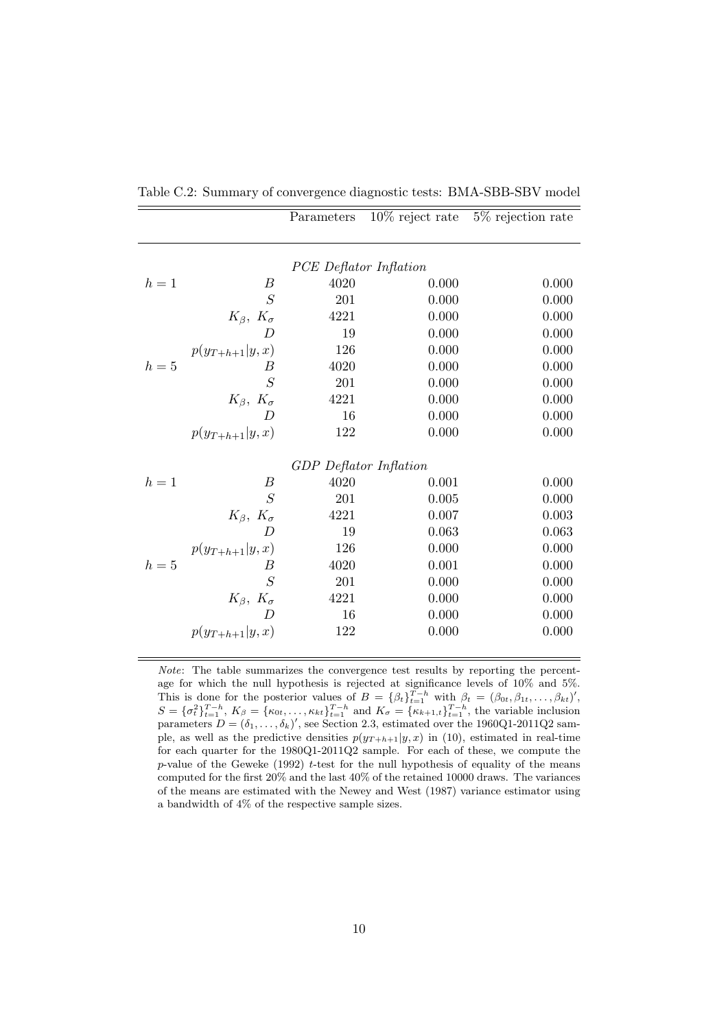Table C.2: Summary of convergence diagnostic tests: BMA-SBB-SBV model

| | | Parameters | 10% reject rate | 5% rejection rate |
|---|---|---|---|---|
| | | *PCE Deflator Inflation* | | |
| $h = 1$ | $B$ | 4020 | 0.000 | 0.000 |
| | $S$ | 201 | 0.000 | 0.000 |
| | $K_\beta,\ K_\sigma$ | 4221 | 0.000 | 0.000 |
| | $D$ | 19 | 0.000 | 0.000 |
| | $p(y_{T+h+1}\|y,x)$ | 126 | 0.000 | 0.000 |
| $h = 5$ | $B$ | 4020 | 0.000 | 0.000 |
| | $S$ | 201 | 0.000 | 0.000 |
| | $K_\beta,\ K_\sigma$ | 4221 | 0.000 | 0.000 |
| | $D$ | 16 | 0.000 | 0.000 |
| | $p(y_{T+h+1}\|y,x)$ | 122 | 0.000 | 0.000 |
| | | *GDP Deflator Inflation* | | |
| $h = 1$ | $B$ | 4020 | 0.001 | 0.000 |
| | $S$ | 201 | 0.005 | 0.000 |
| | $K_\beta,\ K_\sigma$ | 4221 | 0.007 | 0.003 |
| | $D$ | 19 | 0.063 | 0.063 |
| | $p(y_{T+h+1}\|y,x)$ | 126 | 0.000 | 0.000 |
| $h = 5$ | $B$ | 4020 | 0.001 | 0.000 |
| | $S$ | 201 | 0.000 | 0.000 |
| | $K_\beta,\ K_\sigma$ | 4221 | 0.000 | 0.000 |
| | $D$ | 16 | 0.000 | 0.000 |
| | $p(y_{T+h+1}\|y,x)$ | 122 | 0.000 | 0.000 |

*Note*: The table summarizes the convergence test results by reporting the percentage for which the null hypothesis is rejected at significance levels of 10% and 5%. This is done for the posterior values of $B = \{\beta_t\}_{t=1}^{T-h}$ with $\beta_t = (\beta_{0t}, \beta_{1t}, \ldots, \beta_{kt})'$, $S = \{\sigma_t^2\}_{t=1}^{T-h}$, $K_\beta = \{\kappa_{0t}, \ldots, \kappa_{kt}\}_{t=1}^{T-h}$ and $K_\sigma = \{\kappa_{k+1,t}\}_{t=1}^{T-h}$, the variable inclusion parameters $D = (\delta_1, \ldots, \delta_k)'$, see Section 2.3, estimated over the 1960Q1-2011Q2 sample, as well as the predictive densities $p(y_{T+h+1}|y, x)$ in (10), estimated in real-time for each quarter for the 1980Q1-2011Q2 sample. For each of these, we compute the $p$-value of the Geweke (1992) $t$-test for the null hypothesis of equality of the means computed for the first 20% and the last 40% of the retained 10000 draws. The variances of the means are estimated with the Newey and West (1987) variance estimator using a bandwidth of 4% of the respective sample sizes.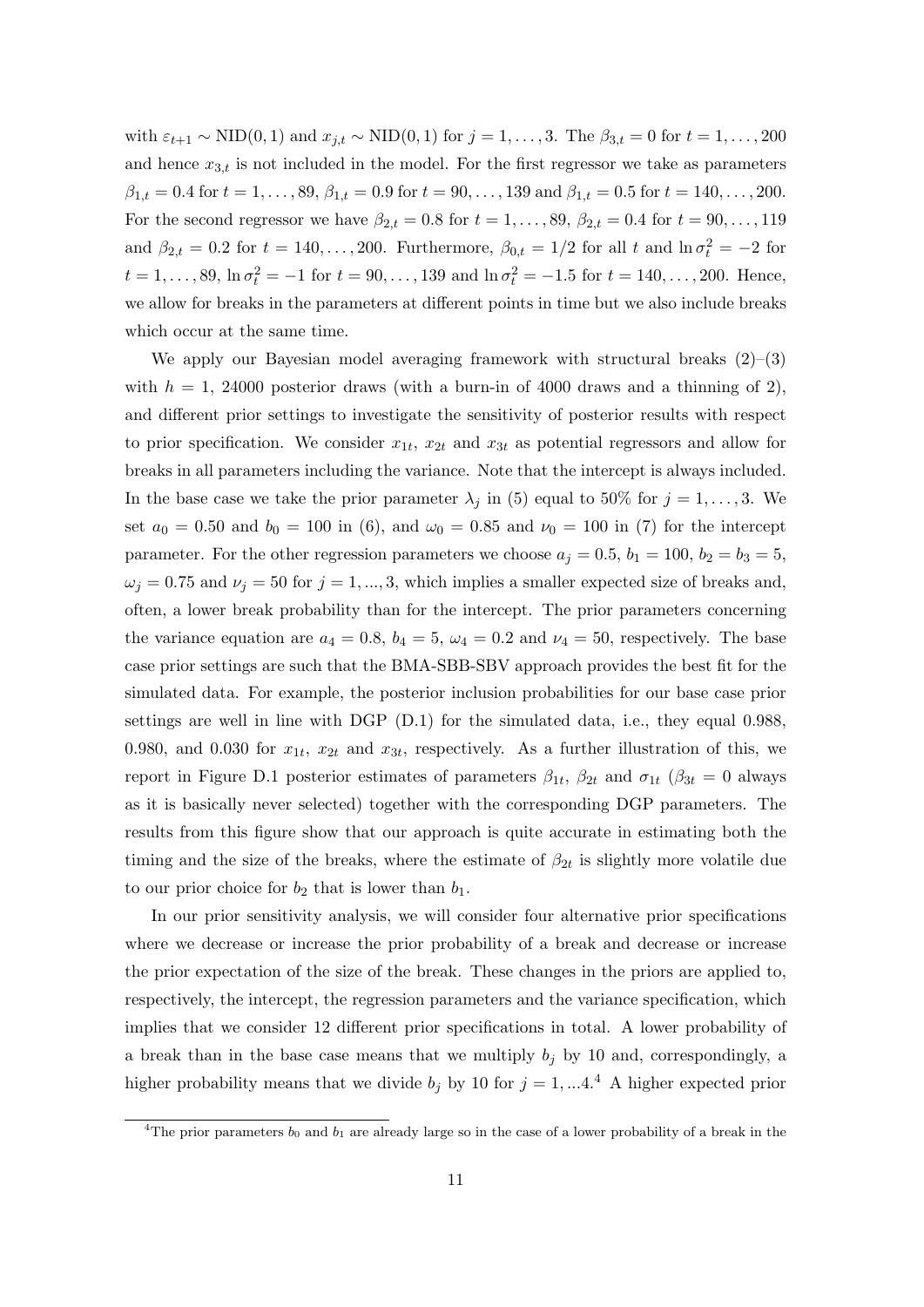with $\varepsilon_{t+1} \sim \text{NID}(0,1)$ and $x_{j,t} \sim \text{NID}(0,1)$ for $j = 1, \ldots, 3$. The $\beta_{3,t} = 0$ for $t = 1, \ldots, 200$ and hence $x_{3,t}$ is not included in the model. For the first regressor we take as parameters $\beta_{1,t} = 0.4$ for $t = 1, \ldots, 89$, $\beta_{1,t} = 0.9$ for $t = 90, \ldots, 139$ and $\beta_{1,t} = 0.5$ for $t = 140, \ldots, 200$. For the second regressor we have $\beta_{2,t} = 0.8$ for $t = 1, \ldots, 89$, $\beta_{2,t} = 0.4$ for $t = 90, \ldots, 119$ and $\beta_{2,t} = 0.2$ for $t = 140, \ldots, 200$. Furthermore, $\beta_{0,t} = 1/2$ for all $t$ and $\ln \sigma_t^2 = -2$ for $t = 1, \ldots, 89$, $\ln \sigma_t^2 = -1$ for $t = 90, \ldots, 139$ and $\ln \sigma_t^2 = -1.5$ for $t = 140, \ldots, 200$. Hence, we allow for breaks in the parameters at different points in time but we also include breaks which occur at the same time.

We apply our Bayesian model averaging framework with structural breaks (2)–(3) with $h = 1$, 24000 posterior draws (with a burn-in of 4000 draws and a thinning of 2), and different prior settings to investigate the sensitivity of posterior results with respect to prior specification. We consider $x_{1t}$, $x_{2t}$ and $x_{3t}$ as potential regressors and allow for breaks in all parameters including the variance. Note that the intercept is always included. In the base case we take the prior parameter $\lambda_j$ in (5) equal to 50% for $j = 1, \ldots, 3$. We set $a_0 = 0.50$ and $b_0 = 100$ in (6), and $\omega_0 = 0.85$ and $\nu_0 = 100$ in (7) for the intercept parameter. For the other regression parameters we choose $a_j = 0.5$, $b_1 = 100$, $b_2 = b_3 = 5$, $\omega_j = 0.75$ and $\nu_j = 50$ for $j = 1, ..., 3$, which implies a smaller expected size of breaks and, often, a lower break probability than for the intercept. The prior parameters concerning the variance equation are $a_4 = 0.8$, $b_4 = 5$, $\omega_4 = 0.2$ and $\nu_4 = 50$, respectively. The base case prior settings are such that the BMA-SBB-SBV approach provides the best fit for the simulated data. For example, the posterior inclusion probabilities for our base case prior settings are well in line with DGP (D.1) for the simulated data, i.e., they equal 0.988, 0.980, and 0.030 for $x_{1t}$, $x_{2t}$ and $x_{3t}$, respectively. As a further illustration of this, we report in Figure D.1 posterior estimates of parameters $\beta_{1t}$, $\beta_{2t}$ and $\sigma_{1t}$ ($\beta_{3t} = 0$ always as it is basically never selected) together with the corresponding DGP parameters. The results from this figure show that our approach is quite accurate in estimating both the timing and the size of the breaks, where the estimate of $\beta_{2t}$ is slightly more volatile due to our prior choice for $b_2$ that is lower than $b_1$.

In our prior sensitivity analysis, we will consider four alternative prior specifications where we decrease or increase the prior probability of a break and decrease or increase the prior expectation of the size of the break. These changes in the priors are applied to, respectively, the intercept, the regression parameters and the variance specification, which implies that we consider 12 different prior specifications in total. A lower probability of a break than in the base case means that we multiply $b_j$ by 10 and, correspondingly, a higher probability means that we divide $b_j$ by 10 for $j = 1, ...4$.[4] A higher expected prior

[4]The prior parameters $b_0$ and $b_1$ are already large so in the case of a lower probability of a break in the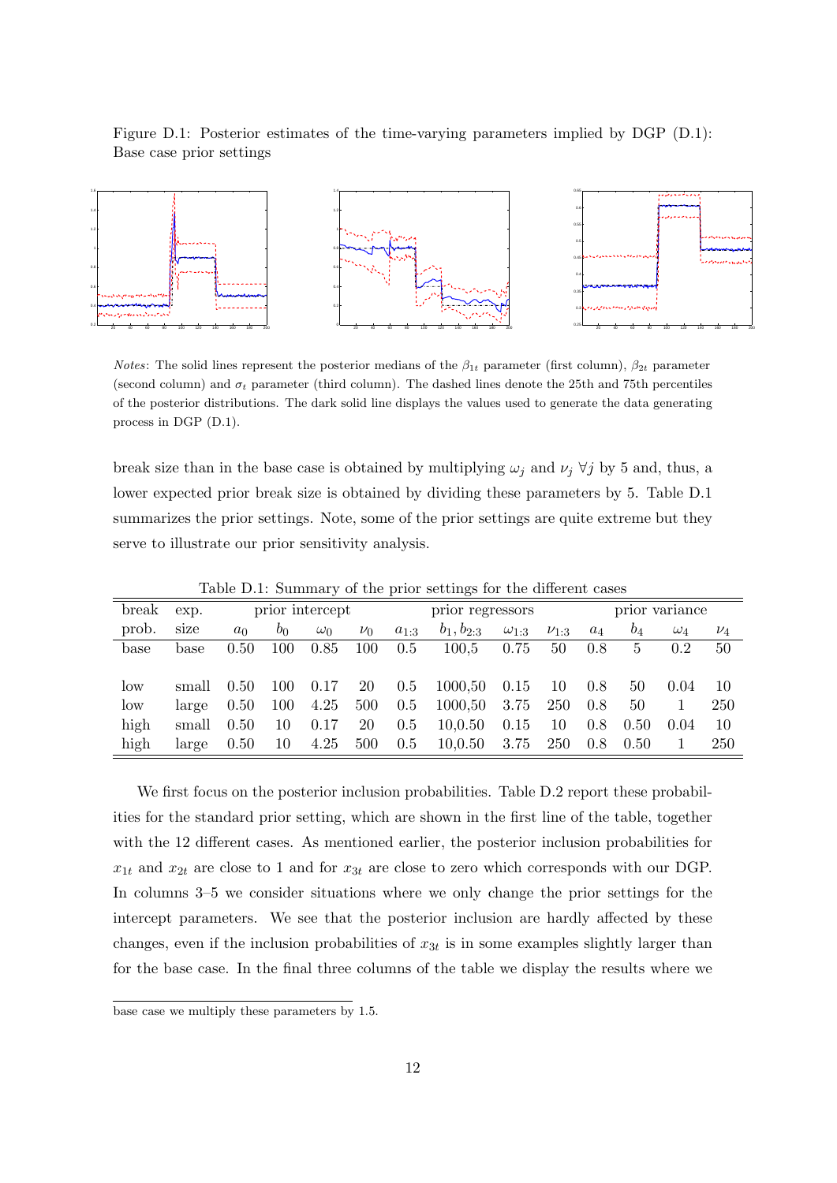Figure D.1: Posterior estimates of the time-varying parameters implied by DGP (D.1): Base case prior settings

*Notes*: The solid lines represent the posterior medians of the $\beta_{1t}$ parameter (first column), $\beta_{2t}$ parameter (second column) and $\sigma_t$ parameter (third column). The dashed lines denote the 25th and 75th percentiles of the posterior distributions. The dark solid line displays the values used to generate the data generating process in DGP (D.1).

break size than in the base case is obtained by multiplying $\omega_j$ and $\nu_j$ $\forall j$ by 5 and, thus, a lower expected prior break size is obtained by dividing these parameters by 5. Table D.1 summarizes the prior settings. Note, some of the prior settings are quite extreme but they serve to illustrate our prior sensitivity analysis.

Table D.1: Summary of the prior settings for the different cases

| break | exp. | prior intercept | | | | prior regressors | | | | prior variance | | | |
|---|---|---|---|---|---|---|---|---|---|---|---|---|---|
| prob. | size | $a_0$ | $b_0$ | $\omega_0$ | $\nu_0$ | $a_{1:3}$ | $b_1, b_{2:3}$ | $\omega_{1:3}$ | $\nu_{1:3}$ | $a_4$ | $b_4$ | $\omega_4$ | $\nu_4$ |
| base | base | 0.50 | 100 | 0.85 | 100 | 0.5 | 100,5 | 0.75 | 50 | 0.8 | 5 | 0.2 | 50 |
| low | small | 0.50 | 100 | 0.17 | 20 | 0.5 | 1000,50 | 0.15 | 10 | 0.8 | 50 | 0.04 | 10 |
| low | large | 0.50 | 100 | 4.25 | 500 | 0.5 | 1000,50 | 3.75 | 250 | 0.8 | 50 | 1 | 250 |
| high | small | 0.50 | 10 | 0.17 | 20 | 0.5 | 10,0.50 | 0.15 | 10 | 0.8 | 0.50 | 0.04 | 10 |
| high | large | 0.50 | 10 | 4.25 | 500 | 0.5 | 10,0.50 | 3.75 | 250 | 0.8 | 0.50 | 1 | 250 |

We first focus on the posterior inclusion probabilities. Table D.2 report these probabilities for the standard prior setting, which are shown in the first line of the table, together with the 12 different cases. As mentioned earlier, the posterior inclusion probabilities for $x_{1t}$ and $x_{2t}$ are close to 1 and for $x_{3t}$ are close to zero which corresponds with our DGP. In columns 3–5 we consider situations where we only change the prior settings for the intercept parameters. We see that the posterior inclusion are hardly affected by these changes, even if the inclusion probabilities of $x_{3t}$ is in some examples slightly larger than for the base case. In the final three columns of the table we display the results where we

base case we multiply these parameters by 1.5.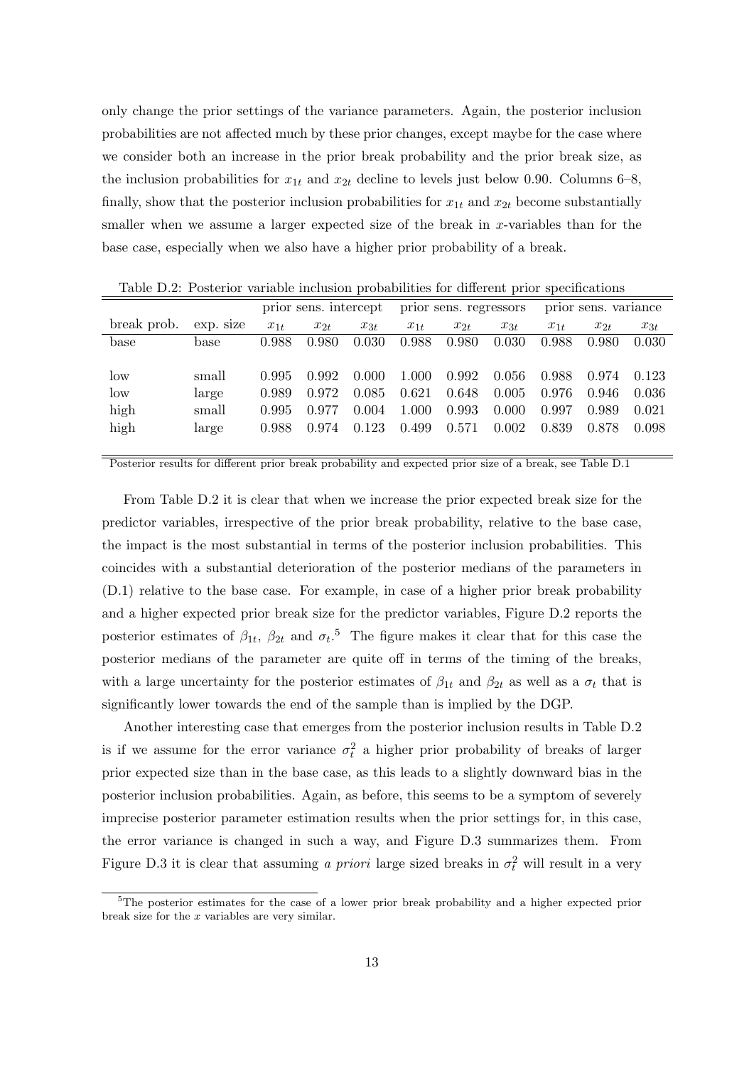only change the prior settings of the variance parameters. Again, the posterior inclusion probabilities are not affected much by these prior changes, except maybe for the case where we consider both an increase in the prior break probability and the prior break size, as the inclusion probabilities for $x_{1t}$ and $x_{2t}$ decline to levels just below 0.90. Columns 6–8, finally, show that the posterior inclusion probabilities for $x_{1t}$ and $x_{2t}$ become substantially smaller when we assume a larger expected size of the break in $x$-variables than for the base case, especially when we also have a higher prior probability of a break.

Table D.2: Posterior variable inclusion probabilities for different prior specifications

| | | prior sens. intercept | | | prior sens. regressors | | | prior sens. variance | | |
|---|---|---|---|---|---|---|---|---|---|---|
| break prob. | exp. size | $x_{1t}$ | $x_{2t}$ | $x_{3t}$ | $x_{1t}$ | $x_{2t}$ | $x_{3t}$ | $x_{1t}$ | $x_{2t}$ | $x_{3t}$ |
| base | base | 0.988 | 0.980 | 0.030 | 0.988 | 0.980 | 0.030 | 0.988 | 0.980 | 0.030 |
| low | small | 0.995 | 0.992 | 0.000 | 1.000 | 0.992 | 0.056 | 0.988 | 0.974 | 0.123 |
| low | large | 0.989 | 0.972 | 0.085 | 0.621 | 0.648 | 0.005 | 0.976 | 0.946 | 0.036 |
| high | small | 0.995 | 0.977 | 0.004 | 1.000 | 0.993 | 0.000 | 0.997 | 0.989 | 0.021 |
| high | large | 0.988 | 0.974 | 0.123 | 0.499 | 0.571 | 0.002 | 0.839 | 0.878 | 0.098 |

Posterior results for different prior break probability and expected prior size of a break, see Table D.1

From Table D.2 it is clear that when we increase the prior expected break size for the predictor variables, irrespective of the prior break probability, relative to the base case, the impact is the most substantial in terms of the posterior inclusion probabilities. This coincides with a substantial deterioration of the posterior medians of the parameters in (D.1) relative to the base case. For example, in case of a higher prior break probability and a higher expected prior break size for the predictor variables, Figure D.2 reports the posterior estimates of $\beta_{1t}$, $\beta_{2t}$ and $\sigma_t$.[5] The figure makes it clear that for this case the posterior medians of the parameter are quite off in terms of the timing of the breaks, with a large uncertainty for the posterior estimates of $\beta_{1t}$ and $\beta_{2t}$ as well as a $\sigma_t$ that is significantly lower towards the end of the sample than is implied by the DGP.

Another interesting case that emerges from the posterior inclusion results in Table D.2 is if we assume for the error variance $\sigma_t^2$ a higher prior probability of breaks of larger prior expected size than in the base case, as this leads to a slightly downward bias in the posterior inclusion probabilities. Again, as before, this seems to be a symptom of severely imprecise posterior parameter estimation results when the prior settings for, in this case, the error variance is changed in such a way, and Figure D.3 summarizes them. From Figure D.3 it is clear that assuming *a priori* large sized breaks in $\sigma_t^2$ will result in a very

[5] The posterior estimates for the case of a lower prior break probability and a higher expected prior break size for the $x$ variables are very similar.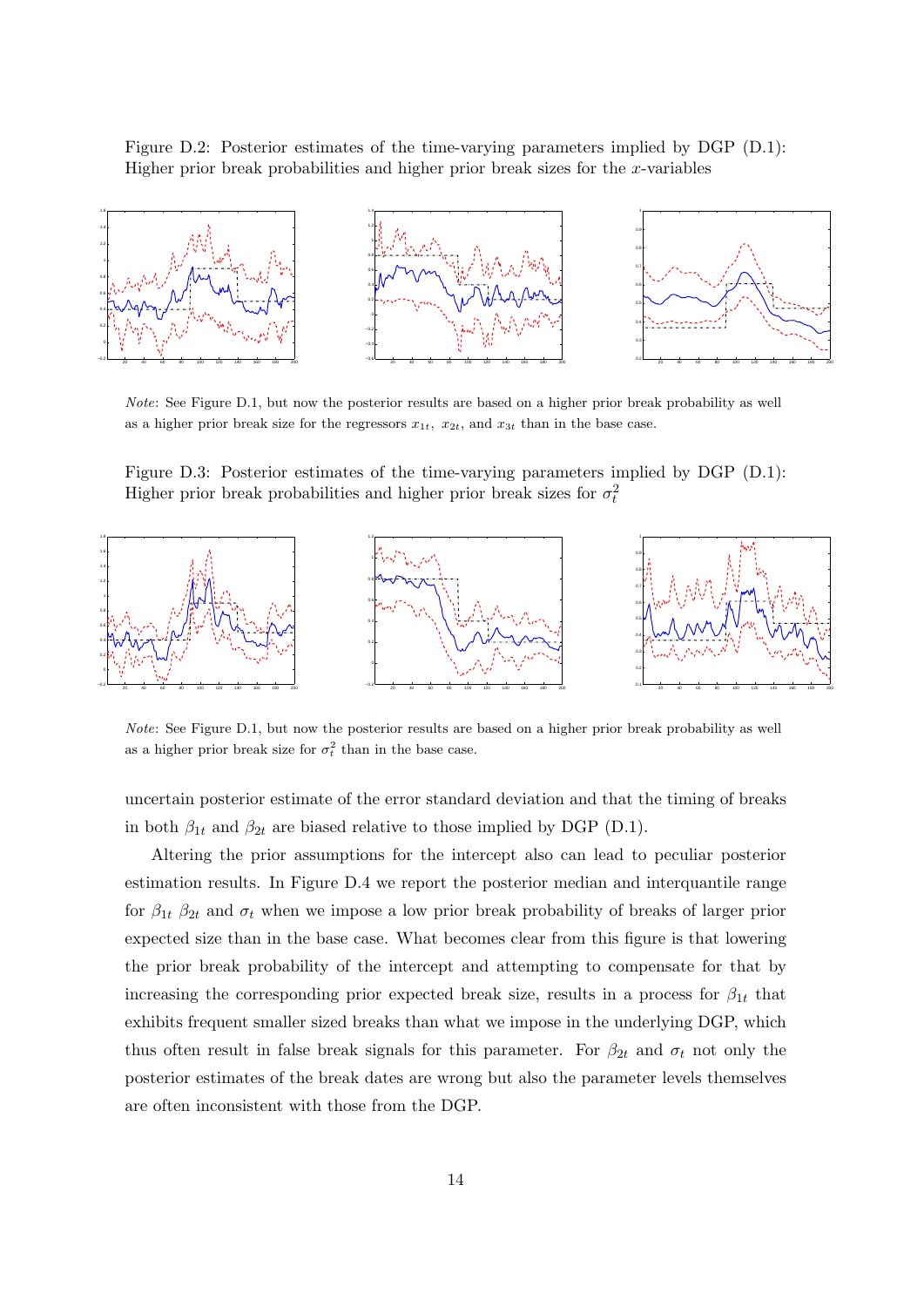Figure D.2: Posterior estimates of the time-varying parameters implied by DGP (D.1): Higher prior break probabilities and higher prior break sizes for the $x$-variables

*Note*: See Figure D.1, but now the posterior results are based on a higher prior break probability as well as a higher prior break size for the regressors $x_{1t}$, $x_{2t}$, and $x_{3t}$ than in the base case.

Figure D.3: Posterior estimates of the time-varying parameters implied by DGP (D.1): Higher prior break probabilities and higher prior break sizes for $\sigma_t^2$

*Note*: See Figure D.1, but now the posterior results are based on a higher prior break probability as well as a higher prior break size for $\sigma_t^2$ than in the base case.

uncertain posterior estimate of the error standard deviation and that the timing of breaks in both $\beta_{1t}$ and $\beta_{2t}$ are biased relative to those implied by DGP (D.1).

Altering the prior assumptions for the intercept also can lead to peculiar posterior estimation results. In Figure D.4 we report the posterior median and interquantile range for $\beta_{1t}$ $\beta_{2t}$ and $\sigma_t$ when we impose a low prior break probability of breaks of larger prior expected size than in the base case. What becomes clear from this figure is that lowering the prior break probability of the intercept and attempting to compensate for that by increasing the corresponding prior expected break size, results in a process for $\beta_{1t}$ that exhibits frequent smaller sized breaks than what we impose in the underlying DGP, which thus often result in false break signals for this parameter. For $\beta_{2t}$ and $\sigma_t$ not only the posterior estimates of the break dates are wrong but also the parameter levels themselves are often inconsistent with those from the DGP.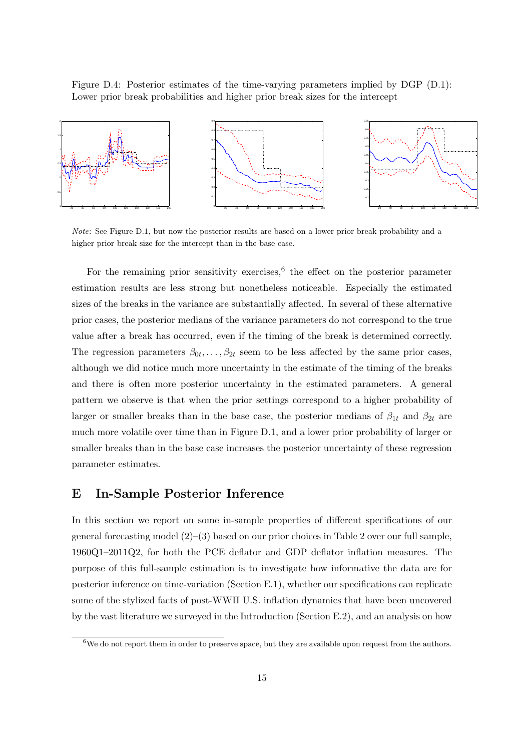Figure D.4: Posterior estimates of the time-varying parameters implied by DGP (D.1): Lower prior break probabilities and higher prior break sizes for the intercept

*Note*: See Figure D.1, but now the posterior results are based on a lower prior break probability and a higher prior break size for the intercept than in the base case.

For the remaining prior sensitivity exercises,[6] the effect on the posterior parameter estimation results are less strong but nonetheless noticeable. Especially the estimated sizes of the breaks in the variance are substantially affected. In several of these alternative prior cases, the posterior medians of the variance parameters do not correspond to the true value after a break has occurred, even if the timing of the break is determined correctly. The regression parameters $\beta_{0t}, \ldots, \beta_{2t}$ seem to be less affected by the same prior cases, although we did notice much more uncertainty in the estimate of the timing of the breaks and there is often more posterior uncertainty in the estimated parameters. A general pattern we observe is that when the prior settings correspond to a higher probability of larger or smaller breaks than in the base case, the posterior medians of $\beta_{1t}$ and $\beta_{2t}$ are much more volatile over time than in Figure D.1, and a lower prior probability of larger or smaller breaks than in the base case increases the posterior uncertainty of these regression parameter estimates.

# E In-Sample Posterior Inference

In this section we report on some in-sample properties of different specifications of our general forecasting model (2)–(3) based on our prior choices in Table 2 over our full sample, 1960Q1–2011Q2, for both the PCE deflator and GDP deflator inflation measures. The purpose of this full-sample estimation is to investigate how informative the data are for posterior inference on time-variation (Section E.1), whether our specifications can replicate some of the stylized facts of post-WWII U.S. inflation dynamics that have been uncovered by the vast literature we surveyed in the Introduction (Section E.2), and an analysis on how

[6] We do not report them in order to preserve space, but they are available upon request from the authors.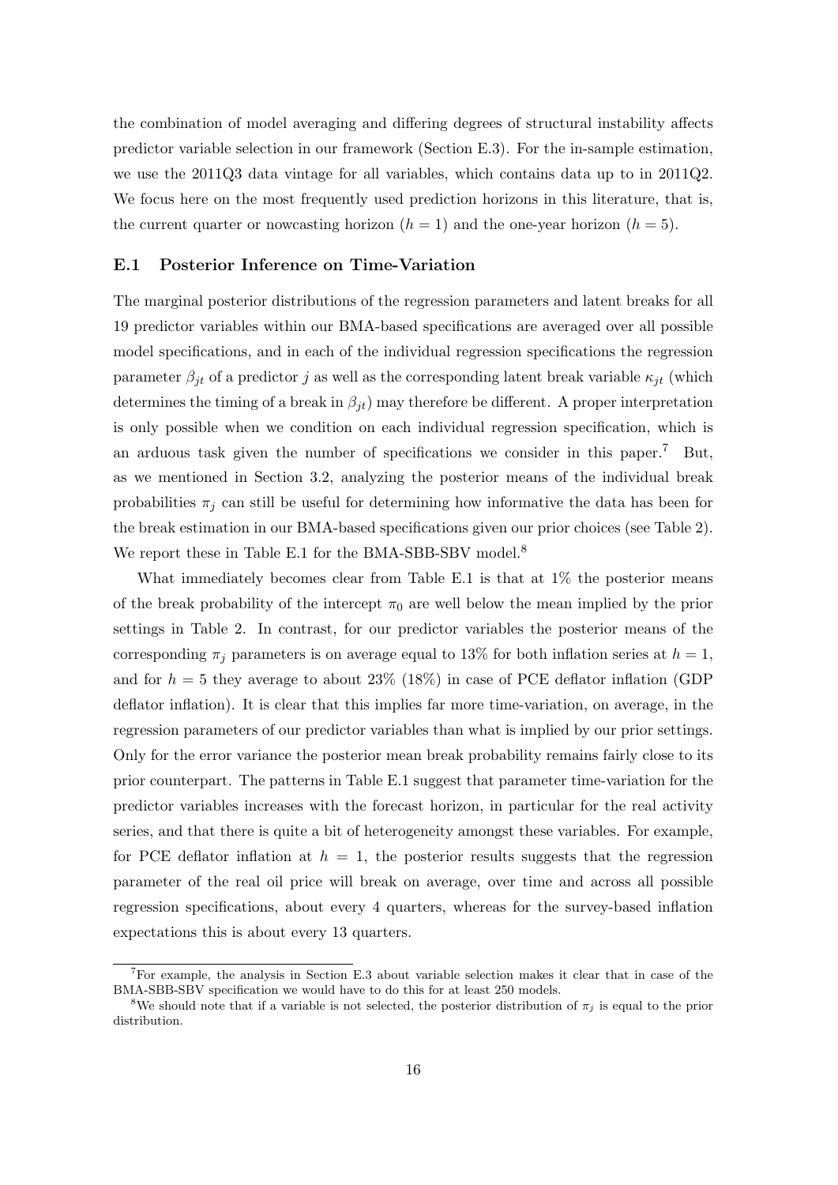the combination of model averaging and differing degrees of structural instability affects predictor variable selection in our framework (Section E.3). For the in-sample estimation, we use the 2011Q3 data vintage for all variables, which contains data up to in 2011Q2. We focus here on the most frequently used prediction horizons in this literature, that is, the current quarter or nowcasting horizon ($h = 1$) and the one-year horizon ($h = 5$).

## E.1 Posterior Inference on Time-Variation

The marginal posterior distributions of the regression parameters and latent breaks for all 19 predictor variables within our BMA-based specifications are averaged over all possible model specifications, and in each of the individual regression specifications the regression parameter $\beta_{jt}$ of a predictor $j$ as well as the corresponding latent break variable $\kappa_{jt}$ (which determines the timing of a break in $\beta_{jt}$) may therefore be different. A proper interpretation is only possible when we condition on each individual regression specification, which is an arduous task given the number of specifications we consider in this paper.[7] But, as we mentioned in Section 3.2, analyzing the posterior means of the individual break probabilities $\pi_j$ can still be useful for determining how informative the data has been for the break estimation in our BMA-based specifications given our prior choices (see Table 2). We report these in Table E.1 for the BMA-SBB-SBV model.[8]

What immediately becomes clear from Table E.1 is that at 1% the posterior means of the break probability of the intercept $\pi_0$ are well below the mean implied by the prior settings in Table 2. In contrast, for our predictor variables the posterior means of the corresponding $\pi_j$ parameters is on average equal to 13% for both inflation series at $h = 1$, and for $h = 5$ they average to about 23% (18%) in case of PCE deflator inflation (GDP deflator inflation). It is clear that this implies far more time-variation, on average, in the regression parameters of our predictor variables than what is implied by our prior settings. Only for the error variance the posterior mean break probability remains fairly close to its prior counterpart. The patterns in Table E.1 suggest that parameter time-variation for the predictor variables increases with the forecast horizon, in particular for the real activity series, and that there is quite a bit of heterogeneity amongst these variables. For example, for PCE deflator inflation at $h = 1$, the posterior results suggests that the regression parameter of the real oil price will break on average, over time and across all possible regression specifications, about every 4 quarters, whereas for the survey-based inflation expectations this is about every 13 quarters.

[7] For example, the analysis in Section E.3 about variable selection makes it clear that in case of the BMA-SBB-SBV specification we would have to do this for at least 250 models.

[8] We should note that if a variable is not selected, the posterior distribution of $\pi_j$ is equal to the prior distribution.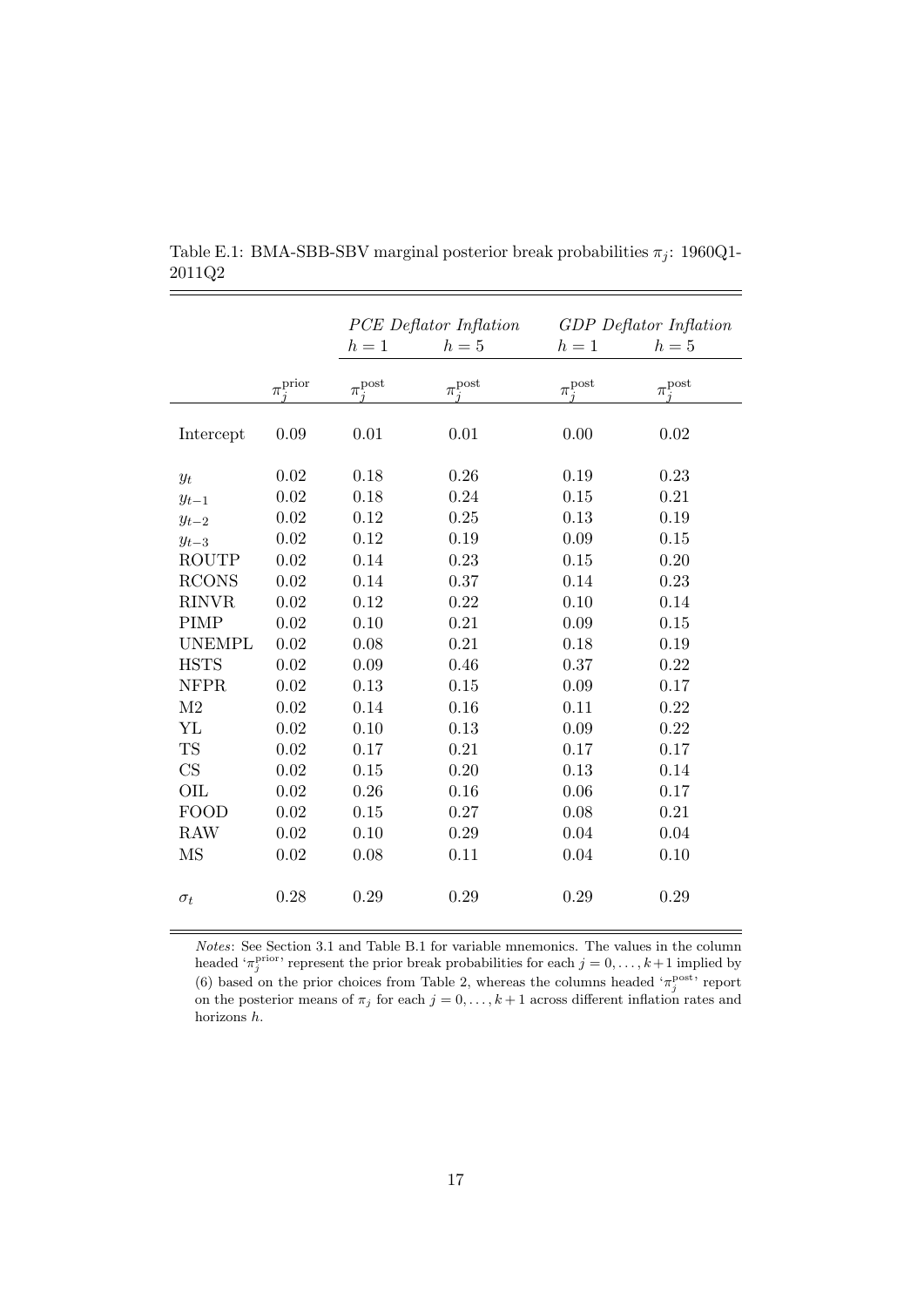Table E.1: BMA-SBB-SBV marginal posterior break probabilities $\pi_j$: 1960Q1-2011Q2

| | | *PCE Deflator Inflation* | | *GDP Deflator Inflation* | |
|---|---|---|---|---|---|
| | | $h = 1$ | $h = 5$ | $h = 1$ | $h = 5$ |
| | $\pi_j^{\text{prior}}$ | $\pi_j^{\text{post}}$ | $\pi_j^{\text{post}}$ | $\pi_j^{\text{post}}$ | $\pi_j^{\text{post}}$ |
| Intercept | 0.09 | 0.01 | 0.01 | 0.00 | 0.02 |
| $y_t$ | 0.02 | 0.18 | 0.26 | 0.19 | 0.23 |
| $y_{t-1}$ | 0.02 | 0.18 | 0.24 | 0.15 | 0.21 |
| $y_{t-2}$ | 0.02 | 0.12 | 0.25 | 0.13 | 0.19 |
| $y_{t-3}$ | 0.02 | 0.12 | 0.19 | 0.09 | 0.15 |
| ROUTP | 0.02 | 0.14 | 0.23 | 0.15 | 0.20 |
| RCONS | 0.02 | 0.14 | 0.37 | 0.14 | 0.23 |
| RINVR | 0.02 | 0.12 | 0.22 | 0.10 | 0.14 |
| PIMP | 0.02 | 0.10 | 0.21 | 0.09 | 0.15 |
| UNEMPL | 0.02 | 0.08 | 0.21 | 0.18 | 0.19 |
| HSTS | 0.02 | 0.09 | 0.46 | 0.37 | 0.22 |
| NFPR | 0.02 | 0.13 | 0.15 | 0.09 | 0.17 |
| M2 | 0.02 | 0.14 | 0.16 | 0.11 | 0.22 |
| YL | 0.02 | 0.10 | 0.13 | 0.09 | 0.22 |
| TS | 0.02 | 0.17 | 0.21 | 0.17 | 0.17 |
| CS | 0.02 | 0.15 | 0.20 | 0.13 | 0.14 |
| OIL | 0.02 | 0.26 | 0.16 | 0.06 | 0.17 |
| FOOD | 0.02 | 0.15 | 0.27 | 0.08 | 0.21 |
| RAW | 0.02 | 0.10 | 0.29 | 0.04 | 0.04 |
| MS | 0.02 | 0.08 | 0.11 | 0.04 | 0.10 |
| $\sigma_t$ | 0.28 | 0.29 | 0.29 | 0.29 | 0.29 |

*Notes*: See Section 3.1 and Table B.1 for variable mnemonics. The values in the column headed '$\pi_j^{\text{prior}}$' represent the prior break probabilities for each $j = 0, \ldots, k+1$ implied by (6) based on the prior choices from Table 2, whereas the columns headed '$\pi_j^{\text{post}}$' report on the posterior means of $\pi_j$ for each $j = 0, \ldots, k+1$ across different inflation rates and horizons $h$.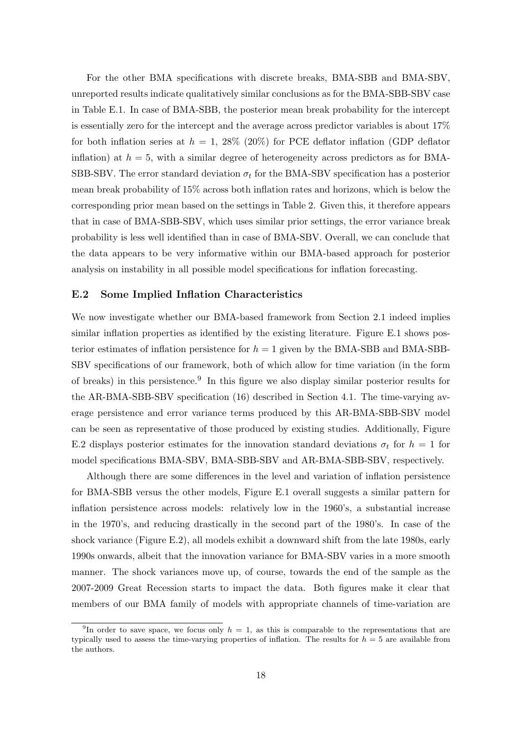For the other BMA specifications with discrete breaks, BMA-SBB and BMA-SBV, unreported results indicate qualitatively similar conclusions as for the BMA-SBB-SBV case in Table E.1. In case of BMA-SBB, the posterior mean break probability for the intercept is essentially zero for the intercept and the average across predictor variables is about 17% for both inflation series at $h = 1$, 28% (20%) for PCE deflator inflation (GDP deflator inflation) at $h = 5$, with a similar degree of heterogeneity across predictors as for BMA-SBB-SBV. The error standard deviation $\sigma_t$ for the BMA-SBV specification has a posterior mean break probability of 15% across both inflation rates and horizons, which is below the corresponding prior mean based on the settings in Table 2. Given this, it therefore appears that in case of BMA-SBB-SBV, which uses similar prior settings, the error variance break probability is less well identified than in case of BMA-SBV. Overall, we can conclude that the data appears to be very informative within our BMA-based approach for posterior analysis on instability in all possible model specifications for inflation forecasting.

### E.2 Some Implied Inflation Characteristics

We now investigate whether our BMA-based framework from Section 2.1 indeed implies similar inflation properties as identified by the existing literature. Figure E.1 shows posterior estimates of inflation persistence for $h = 1$ given by the BMA-SBB and BMA-SBB-SBV specifications of our framework, both of which allow for time variation (in the form of breaks) in this persistence.[9] In this figure we also display similar posterior results for the AR-BMA-SBB-SBV specification (16) described in Section 4.1. The time-varying average persistence and error variance terms produced by this AR-BMA-SBB-SBV model can be seen as representative of those produced by existing studies. Additionally, Figure E.2 displays posterior estimates for the innovation standard deviations $\sigma_t$ for $h = 1$ for model specifications BMA-SBV, BMA-SBB-SBV and AR-BMA-SBB-SBV, respectively.

Although there are some differences in the level and variation of inflation persistence for BMA-SBB versus the other models, Figure E.1 overall suggests a similar pattern for inflation persistence across models: relatively low in the 1960's, a substantial increase in the 1970's, and reducing drastically in the second part of the 1980's. In case of the shock variance (Figure E.2), all models exhibit a downward shift from the late 1980s, early 1990s onwards, albeit that the innovation variance for BMA-SBV varies in a more smooth manner. The shock variances move up, of course, towards the end of the sample as the 2007-2009 Great Recession starts to impact the data. Both figures make it clear that members of our BMA family of models with appropriate channels of time-variation are

[9] In order to save space, we focus only $h = 1$, as this is comparable to the representations that are typically used to assess the time-varying properties of inflation. The results for $h = 5$ are available from the authors.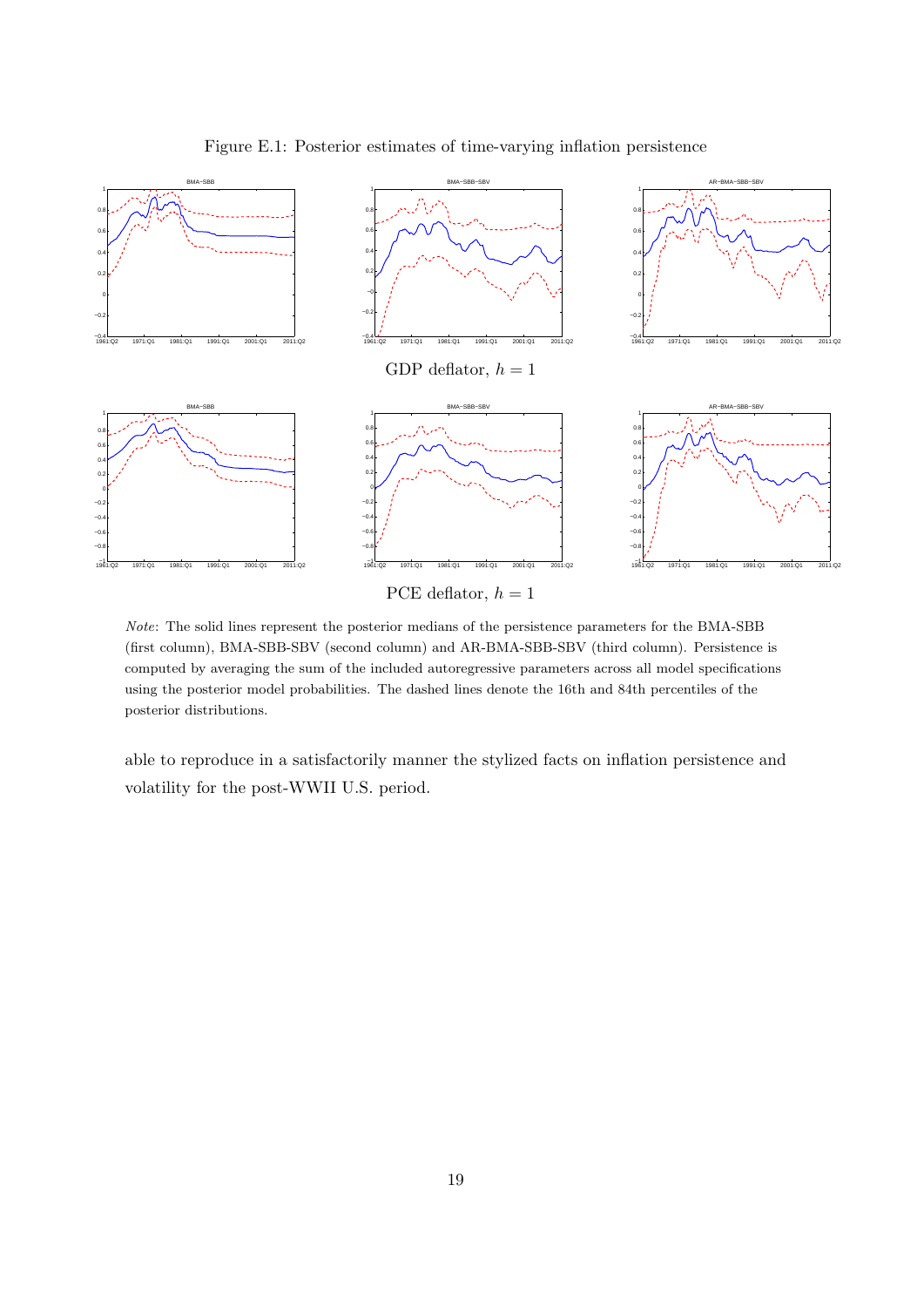Figure E.1: Posterior estimates of time-varying inflation persistence

GDP deflator, $h = 1$

PCE deflator, $h = 1$

*Note*: The solid lines represent the posterior medians of the persistence parameters for the BMA-SBB (first column), BMA-SBB-SBV (second column) and AR-BMA-SBB-SBV (third column). Persistence is computed by averaging the sum of the included autoregressive parameters across all model specifications using the posterior model probabilities. The dashed lines denote the 16th and 84th percentiles of the posterior distributions.

able to reproduce in a satisfactorily manner the stylized facts on inflation persistence and volatility for the post-WWII U.S. period.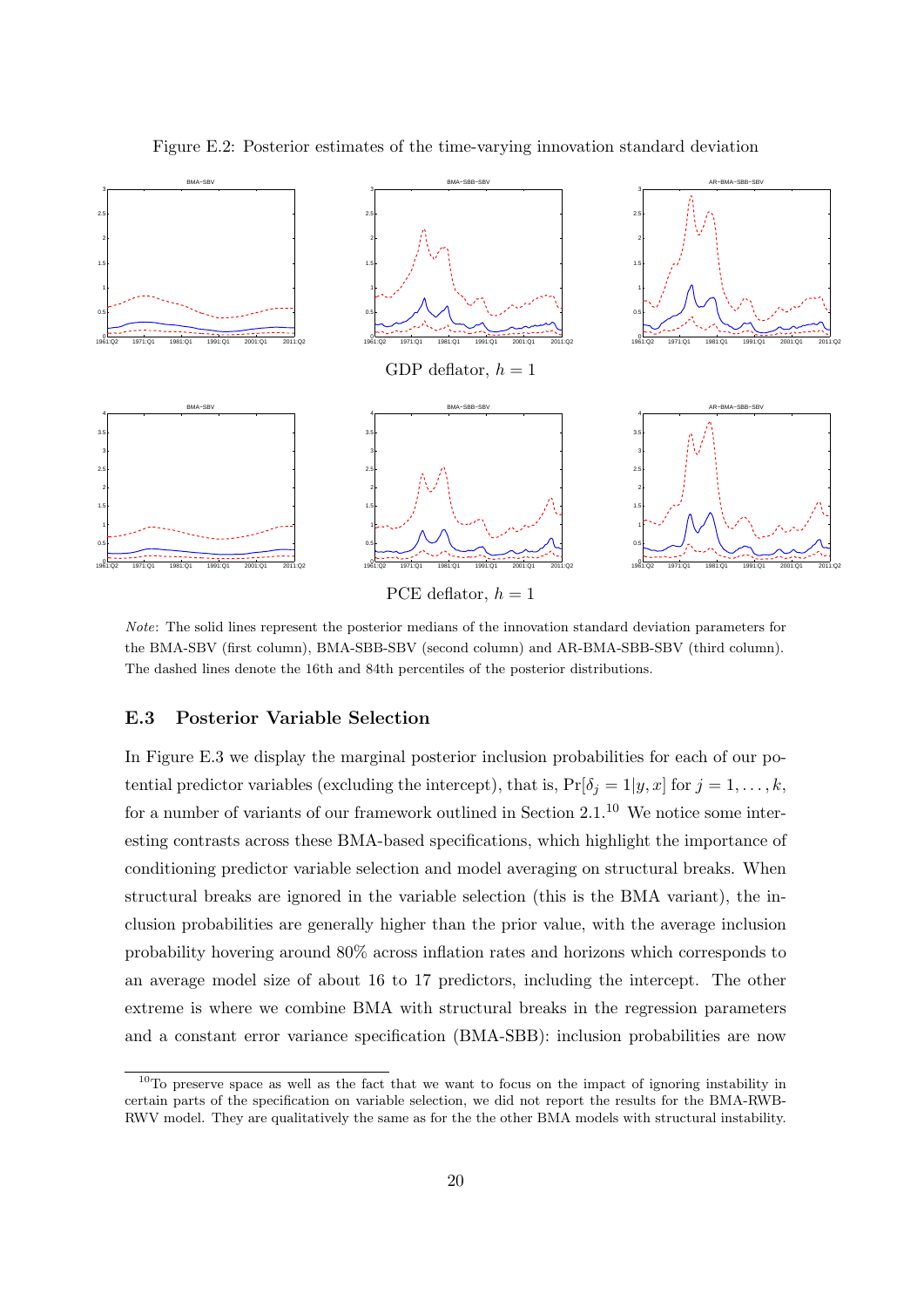Figure E.2: Posterior estimates of the time-varying innovation standard deviation

GDP deflator, $h = 1$

PCE deflator, $h = 1$

*Note*: The solid lines represent the posterior medians of the innovation standard deviation parameters for the BMA-SBV (first column), BMA-SBB-SBV (second column) and AR-BMA-SBB-SBV (third column). The dashed lines denote the 16th and 84th percentiles of the posterior distributions.

### E.3 Posterior Variable Selection

In Figure E.3 we display the marginal posterior inclusion probabilities for each of our potential predictor variables (excluding the intercept), that is, $\Pr[\delta_j = 1|y, x]$ for $j = 1, \ldots, k$, for a number of variants of our framework outlined in Section 2.1.[10] We notice some interesting contrasts across these BMA-based specifications, which highlight the importance of conditioning predictor variable selection and model averaging on structural breaks. When structural breaks are ignored in the variable selection (this is the BMA variant), the inclusion probabilities are generally higher than the prior value, with the average inclusion probability hovering around 80% across inflation rates and horizons which corresponds to an average model size of about 16 to 17 predictors, including the intercept. The other extreme is where we combine BMA with structural breaks in the regression parameters and a constant error variance specification (BMA-SBB): inclusion probabilities are now

[10] To preserve space as well as the fact that we want to focus on the impact of ignoring instability in certain parts of the specification on variable selection, we did not report the results for the BMA-RWB-RWV model. They are qualitatively the same as for the the other BMA models with structural instability.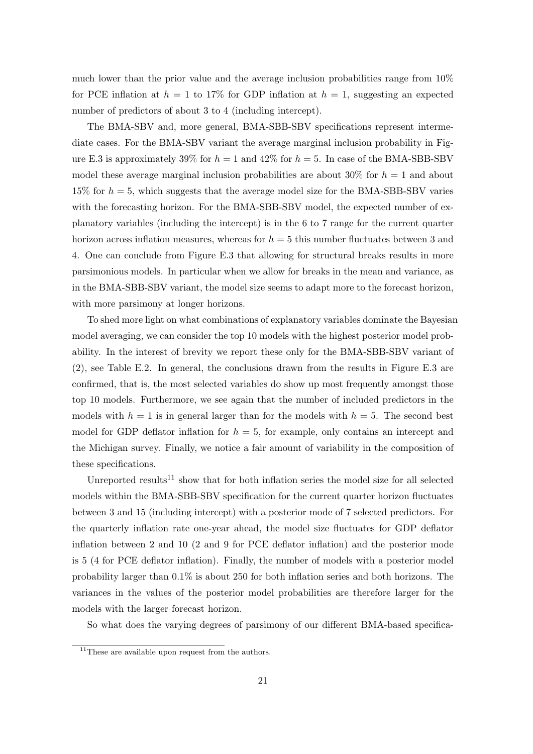much lower than the prior value and the average inclusion probabilities range from 10% for PCE inflation at $h = 1$ to 17% for GDP inflation at $h = 1$, suggesting an expected number of predictors of about 3 to 4 (including intercept).

The BMA-SBV and, more general, BMA-SBB-SBV specifications represent intermediate cases. For the BMA-SBV variant the average marginal inclusion probability in Figure E.3 is approximately 39% for $h = 1$ and 42% for $h = 5$. In case of the BMA-SBB-SBV model these average marginal inclusion probabilities are about 30% for $h = 1$ and about 15% for $h = 5$, which suggests that the average model size for the BMA-SBB-SBV varies with the forecasting horizon. For the BMA-SBB-SBV model, the expected number of explanatory variables (including the intercept) is in the 6 to 7 range for the current quarter horizon across inflation measures, whereas for $h = 5$ this number fluctuates between 3 and 4. One can conclude from Figure E.3 that allowing for structural breaks results in more parsimonious models. In particular when we allow for breaks in the mean and variance, as in the BMA-SBB-SBV variant, the model size seems to adapt more to the forecast horizon, with more parsimony at longer horizons.

To shed more light on what combinations of explanatory variables dominate the Bayesian model averaging, we can consider the top 10 models with the highest posterior model probability. In the interest of brevity we report these only for the BMA-SBB-SBV variant of (2), see Table E.2. In general, the conclusions drawn from the results in Figure E.3 are confirmed, that is, the most selected variables do show up most frequently amongst those top 10 models. Furthermore, we see again that the number of included predictors in the models with $h = 1$ is in general larger than for the models with $h = 5$. The second best model for GDP deflator inflation for $h = 5$, for example, only contains an intercept and the Michigan survey. Finally, we notice a fair amount of variability in the composition of these specifications.

Unreported results[11] show that for both inflation series the model size for all selected models within the BMA-SBB-SBV specification for the current quarter horizon fluctuates between 3 and 15 (including intercept) with a posterior mode of 7 selected predictors. For the quarterly inflation rate one-year ahead, the model size fluctuates for GDP deflator inflation between 2 and 10 (2 and 9 for PCE deflator inflation) and the posterior mode is 5 (4 for PCE deflator inflation). Finally, the number of models with a posterior model probability larger than 0.1% is about 250 for both inflation series and both horizons. The variances in the values of the posterior model probabilities are therefore larger for the models with the larger forecast horizon.

So what does the varying degrees of parsimony of our different BMA-based specifica-

[11] These are available upon request from the authors.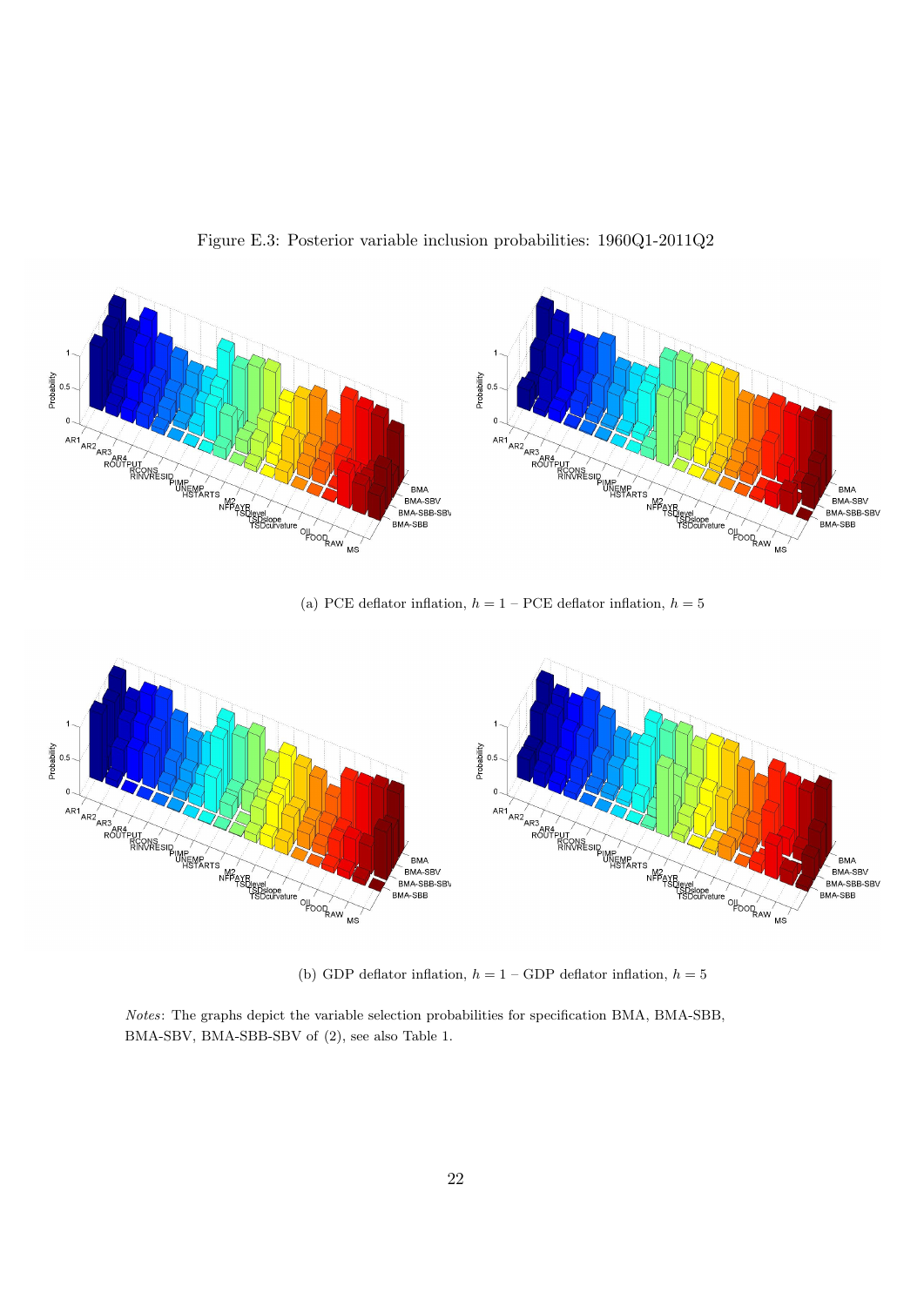Figure E.3: Posterior variable inclusion probabilities: 1960Q1-2011Q2

(a) PCE deflator inflation, $h = 1$ – PCE deflator inflation, $h = 5$

(b) GDP deflator inflation, $h = 1$ – GDP deflator inflation, $h = 5$

*Notes*: The graphs depict the variable selection probabilities for specification BMA, BMA-SBB, BMA-SBV, BMA-SBB-SBV of (2), see also Table 1.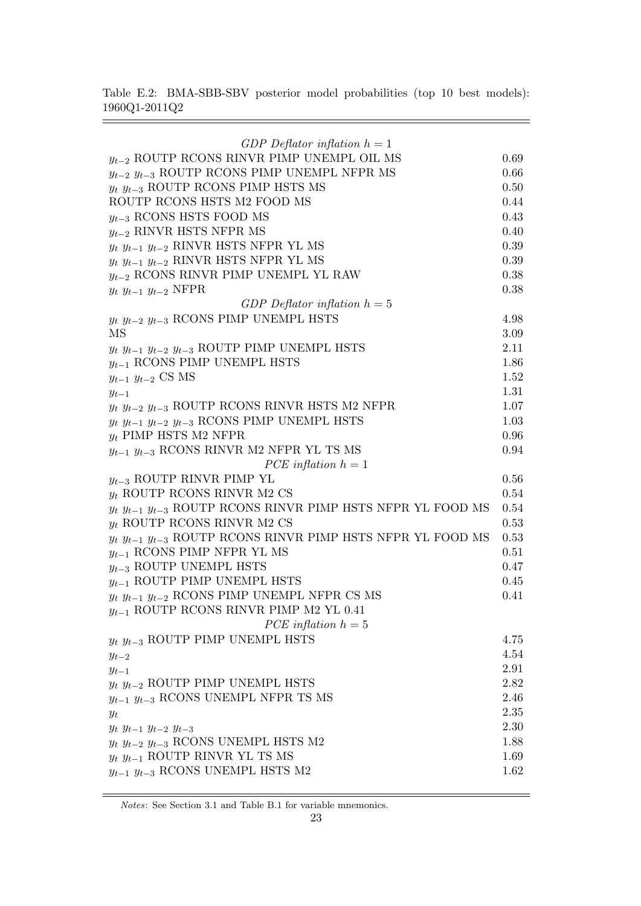Table E.2: BMA-SBB-SBV posterior model probabilities (top 10 best models): 1960Q1-2011Q2

| | |
|---|---|
| *GDP Deflator inflation h = 1* | |
| $y_{t-2}$ ROUTP RCONS RINVR PIMP UNEMPL OIL MS | 0.69 |
| $y_{t-2}$ $y_{t-3}$ ROUTP RCONS PIMP UNEMPL NFPR MS | 0.66 |
| $y_t$ $y_{t-3}$ ROUTP RCONS PIMP HSTS MS | 0.50 |
| ROUTP RCONS HSTS M2 FOOD MS | 0.44 |
| $y_{t-3}$ RCONS HSTS FOOD MS | 0.43 |
| $y_{t-2}$ RINVR HSTS NFPR MS | 0.40 |
| $y_t$ $y_{t-1}$ $y_{t-2}$ RINVR HSTS NFPR YL MS | 0.39 |
| $y_t$ $y_{t-1}$ $y_{t-2}$ RINVR HSTS NFPR YL MS | 0.39 |
| $y_{t-2}$ RCONS RINVR PIMP UNEMPL YL RAW | 0.38 |
| $y_t$ $y_{t-1}$ $y_{t-2}$ NFPR | 0.38 |
| *GDP Deflator inflation h = 5* | |
| $y_t$ $y_{t-2}$ $y_{t-3}$ RCONS PIMP UNEMPL HSTS | 4.98 |
| MS | 3.09 |
| $y_t$ $y_{t-1}$ $y_{t-2}$ $y_{t-3}$ ROUTP PIMP UNEMPL HSTS | 2.11 |
| $y_{t-1}$ RCONS PIMP UNEMPL HSTS | 1.86 |
| $y_{t-1}$ $y_{t-2}$ CS MS | 1.52 |
| $y_{t-1}$ | 1.31 |
| $y_t$ $y_{t-2}$ $y_{t-3}$ ROUTP RCONS RINVR HSTS M2 NFPR | 1.07 |
| $y_t$ $y_{t-1}$ $y_{t-2}$ $y_{t-3}$ RCONS PIMP UNEMPL HSTS | 1.03 |
| $y_t$ PIMP HSTS M2 NFPR | 0.96 |
| $y_{t-1}$ $y_{t-3}$ RCONS RINVR M2 NFPR YL TS MS | 0.94 |
| *PCE inflation h = 1* | |
| $y_{t-3}$ ROUTP RINVR PIMP YL | 0.56 |
| $y_t$ ROUTP RCONS RINVR M2 CS | 0.54 |
| $y_t$ $y_{t-1}$ $y_{t-3}$ ROUTP RCONS RINVR PIMP HSTS NFPR YL FOOD MS | 0.54 |
| $y_t$ ROUTP RCONS RINVR M2 CS | 0.53 |
| $y_t$ $y_{t-1}$ $y_{t-3}$ ROUTP RCONS RINVR PIMP HSTS NFPR YL FOOD MS | 0.53 |
| $y_{t-1}$ RCONS PIMP NFPR YL MS | 0.51 |
| $y_{t-3}$ ROUTP UNEMPL HSTS | 0.47 |
| $y_{t-1}$ ROUTP PIMP UNEMPL HSTS | 0.45 |
| $y_t$ $y_{t-1}$ $y_{t-2}$ RCONS PIMP UNEMPL NFPR CS MS | 0.41 |
| $y_{t-1}$ ROUTP RCONS RINVR PIMP M2 YL 0.41 | |
| *PCE inflation h = 5* | |
| $y_t$ $y_{t-3}$ ROUTP PIMP UNEMPL HSTS | 4.75 |
| $y_{t-2}$ | 4.54 |
| $y_{t-1}$ | 2.91 |
| $y_t$ $y_{t-2}$ ROUTP PIMP UNEMPL HSTS | 2.82 |
| $y_{t-1}$ $y_{t-3}$ RCONS UNEMPL NFPR TS MS | 2.46 |
| $y_t$ | 2.35 |
| $y_t$ $y_{t-1}$ $y_{t-2}$ $y_{t-3}$ | 2.30 |
| $y_t$ $y_{t-2}$ $y_{t-3}$ RCONS UNEMPL HSTS M2 | 1.88 |
| $y_t$ $y_{t-1}$ ROUTP RINVR YL TS MS | 1.69 |
| $y_{t-1}$ $y_{t-3}$ RCONS UNEMPL HSTS M2 | 1.62 |

*Notes*: See Section 3.1 and Table B.1 for variable mnemonics.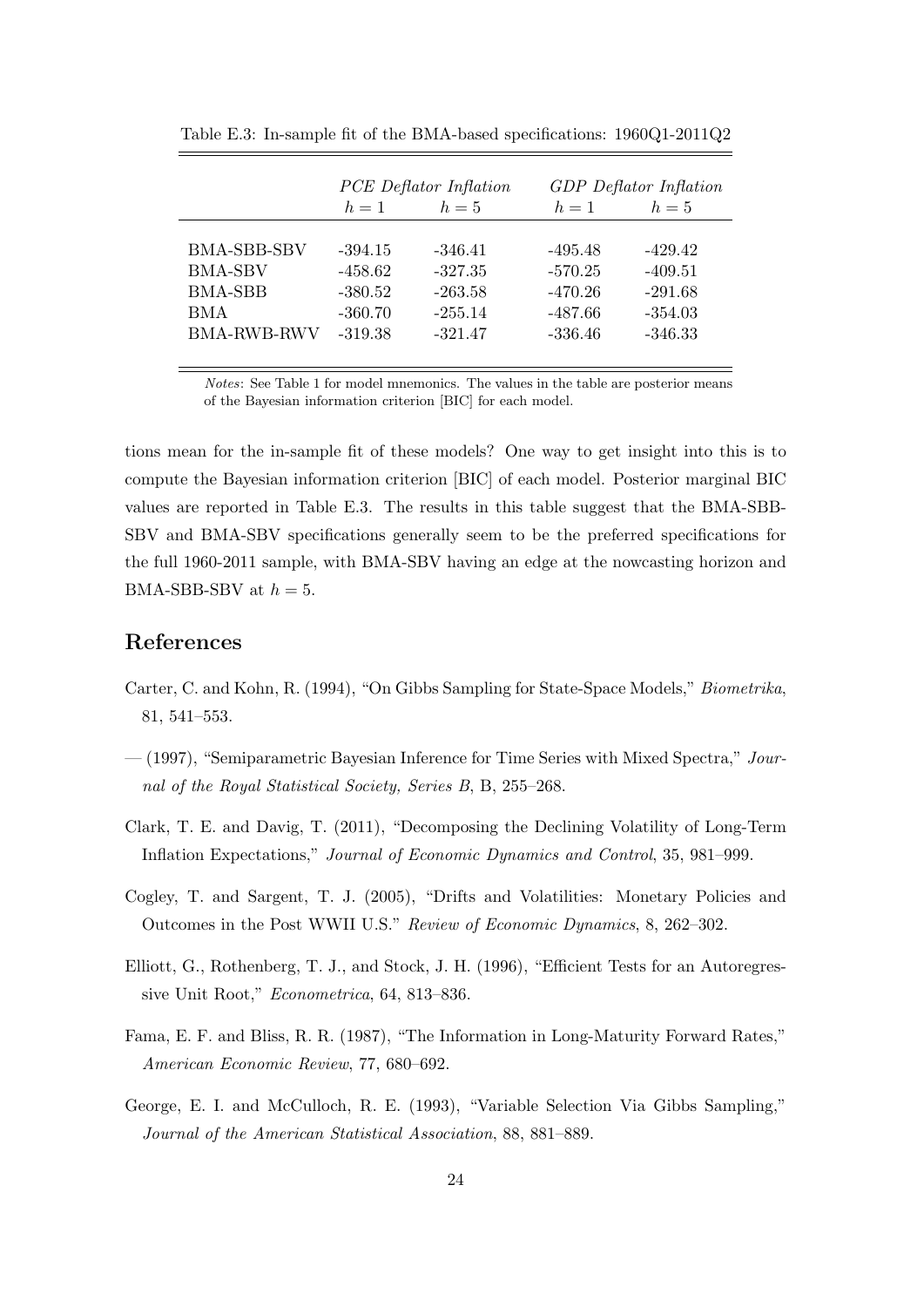Table E.3: In-sample fit of the BMA-based specifications: 1960Q1-2011Q2

| | *PCE Deflator Inflation* | | *GDP Deflator Inflation* | |
|---|---|---|---|---|
| | $h = 1$ | $h = 5$ | $h = 1$ | $h = 5$ |
| BMA-SBB-SBV | -394.15 | -346.41 | -495.48 | -429.42 |
| BMA-SBV | -458.62 | -327.35 | -570.25 | -409.51 |
| BMA-SBB | -380.52 | -263.58 | -470.26 | -291.68 |
| BMA | -360.70 | -255.14 | -487.66 | -354.03 |
| BMA-RWB-RWV | -319.38 | -321.47 | -336.46 | -346.33 |

*Notes*: See Table 1 for model mnemonics. The values in the table are posterior means of the Bayesian information criterion [BIC] for each model.

tions mean for the in-sample fit of these models? One way to get insight into this is to compute the Bayesian information criterion [BIC] of each model. Posterior marginal BIC values are reported in Table E.3. The results in this table suggest that the BMA-SBB-SBV and BMA-SBV specifications generally seem to be the preferred specifications for the full 1960-2011 sample, with BMA-SBV having an edge at the nowcasting horizon and BMA-SBB-SBV at $h = 5$.

## References

Carter, C. and Kohn, R. (1994), "On Gibbs Sampling for State-Space Models," *Biometrika*, 81, 541–553.

— (1997), "Semiparametric Bayesian Inference for Time Series with Mixed Spectra," *Journal of the Royal Statistical Society, Series B*, B, 255–268.

Clark, T. E. and Davig, T. (2011), "Decomposing the Declining Volatility of Long-Term Inflation Expectations," *Journal of Economic Dynamics and Control*, 35, 981–999.

Cogley, T. and Sargent, T. J. (2005), "Drifts and Volatilities: Monetary Policies and Outcomes in the Post WWII U.S." *Review of Economic Dynamics*, 8, 262–302.

Elliott, G., Rothenberg, T. J., and Stock, J. H. (1996), "Efficient Tests for an Autoregressive Unit Root," *Econometrica*, 64, 813–836.

Fama, E. F. and Bliss, R. R. (1987), "The Information in Long-Maturity Forward Rates," *American Economic Review*, 77, 680–692.

George, E. I. and McCulloch, R. E. (1993), "Variable Selection Via Gibbs Sampling," *Journal of the American Statistical Association*, 88, 881–889.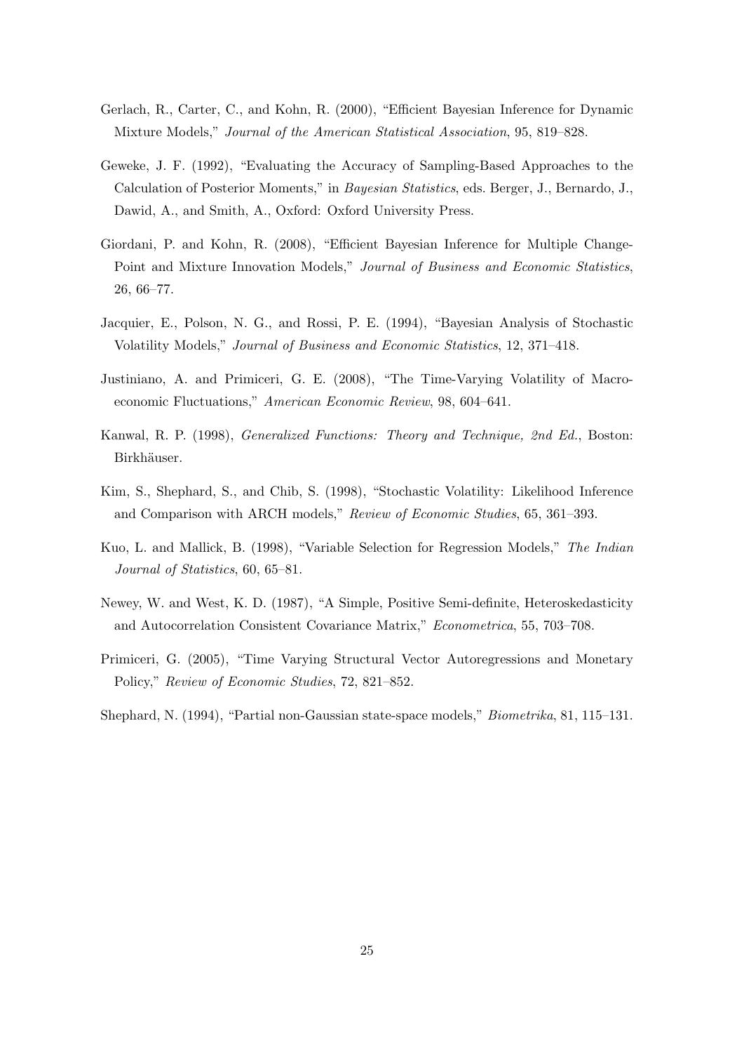Gerlach, R., Carter, C., and Kohn, R. (2000), "Efficient Bayesian Inference for Dynamic Mixture Models," *Journal of the American Statistical Association*, 95, 819–828.

Geweke, J. F. (1992), "Evaluating the Accuracy of Sampling-Based Approaches to the Calculation of Posterior Moments," in *Bayesian Statistics*, eds. Berger, J., Bernardo, J., Dawid, A., and Smith, A., Oxford: Oxford University Press.

Giordani, P. and Kohn, R. (2008), "Efficient Bayesian Inference for Multiple Change-Point and Mixture Innovation Models," *Journal of Business and Economic Statistics*, 26, 66–77.

Jacquier, E., Polson, N. G., and Rossi, P. E. (1994), "Bayesian Analysis of Stochastic Volatility Models," *Journal of Business and Economic Statistics*, 12, 371–418.

Justiniano, A. and Primiceri, G. E. (2008), "The Time-Varying Volatility of Macroeconomic Fluctuations," *American Economic Review*, 98, 604–641.

Kanwal, R. P. (1998), *Generalized Functions: Theory and Technique, 2nd Ed.*, Boston: Birkhäuser.

Kim, S., Shephard, S., and Chib, S. (1998), "Stochastic Volatility: Likelihood Inference and Comparison with ARCH models," *Review of Economic Studies*, 65, 361–393.

Kuo, L. and Mallick, B. (1998), "Variable Selection for Regression Models," *The Indian Journal of Statistics*, 60, 65–81.

Newey, W. and West, K. D. (1987), "A Simple, Positive Semi-definite, Heteroskedasticity and Autocorrelation Consistent Covariance Matrix," *Econometrica*, 55, 703–708.

Primiceri, G. (2005), "Time Varying Structural Vector Autoregressions and Monetary Policy," *Review of Economic Studies*, 72, 821–852.

Shephard, N. (1994), "Partial non-Gaussian state-space models," *Biometrika*, 81, 115–131.